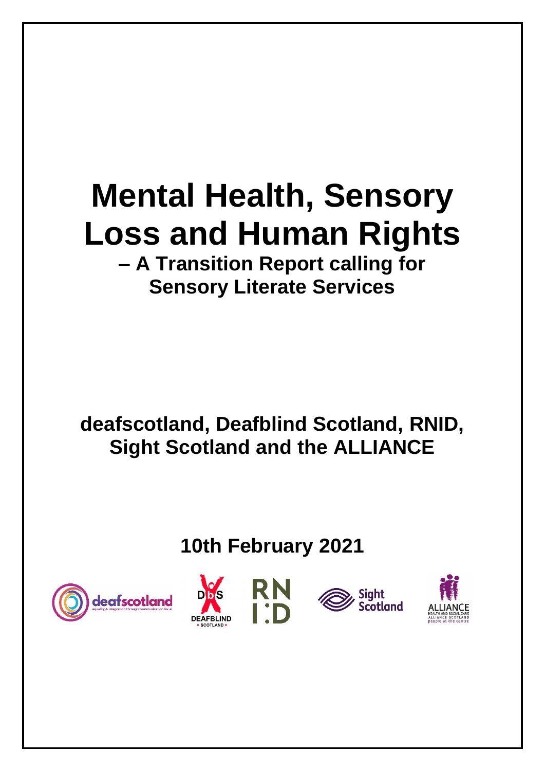# Mental Health, Sensory Loss and Human Rights

## – A Transition Report calling for Sensory Literate Services

**deafscotland, Deafblind Scotland, RNID, Sight Scotland and the ALLIANCE**

**10th February 2021**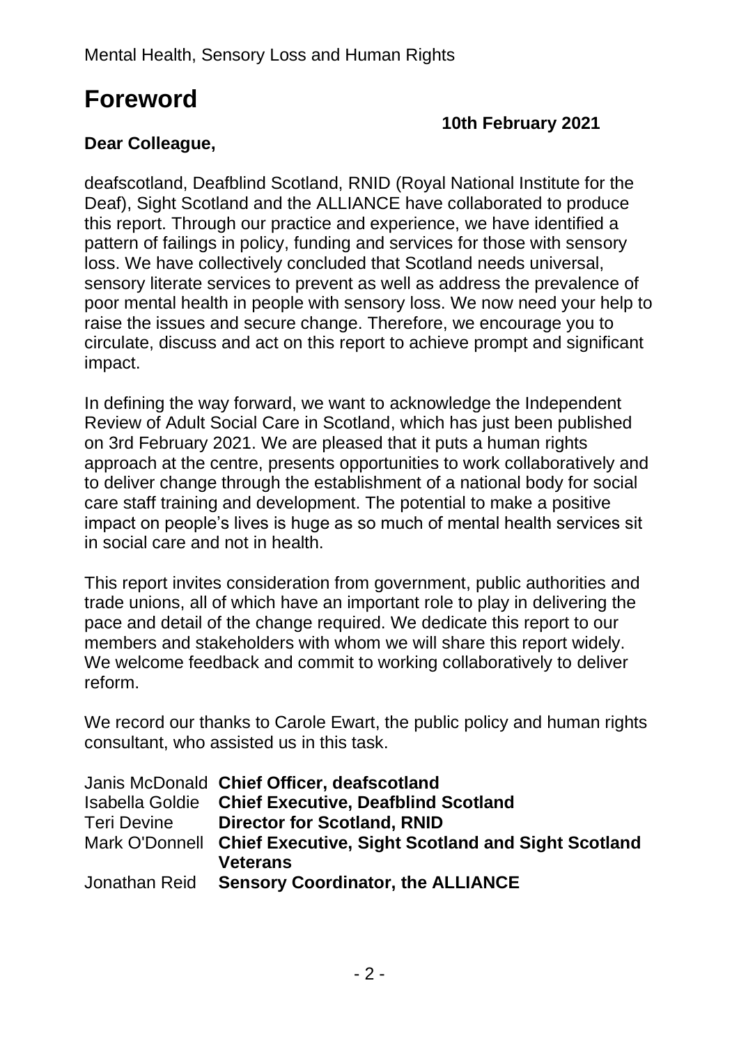# Foreword

**10th February 2021**

**Dear Colleague,**

deafscotland, Deafblind Scotland, RNID (Royal National Institute for the Deaf), Sight Scotland and the ALLIANCE have collaborated to produce this report. Through our practice and experience, we have identified a pattern of failings in policy, funding and services for those with sensory loss. We have collectively concluded that Scotland needs universal, sensory literate services to prevent as well as address the prevalence of poor mental health in people with sensory loss. We now need your help to raise the issues and secure change. Therefore, we encourage you to circulate, discuss and act on this report to achieve prompt and significant impact.

In defining the way forward, we want to acknowledge the Independent Review of Adult Social Care in Scotland, which has just been published on 3rd February 2021. We are pleased that it puts a human rights approach at the centre, presents opportunities to work collaboratively and to deliver change through the establishment of a national body for social care staff training and development. The potential to make a positive impact on people's lives is huge as so much of mental health services sit in social care and not in health.

This report invites consideration from government, public authorities and trade unions, all of which have an important role to play in delivering the pace and detail of the change required. We dedicate this report to our members and stakeholders with whom we will share this report widely. We welcome feedback and commit to working collaboratively to deliver reform.

We record our thanks to Carole Ewart, the public policy and human rights consultant, who assisted us in this task.

| | |
|---|---|
| Janis McDonald | **Chief Officer, deafscotland** |
| Isabella Goldie | **Chief Executive, Deafblind Scotland** |
| Teri Devine | **Director for Scotland, RNID** |
| Mark O'Donnell | **Chief Executive, Sight Scotland and Sight Scotland Veterans** |
| Jonathan Reid | **Sensory Coordinator, the ALLIANCE** |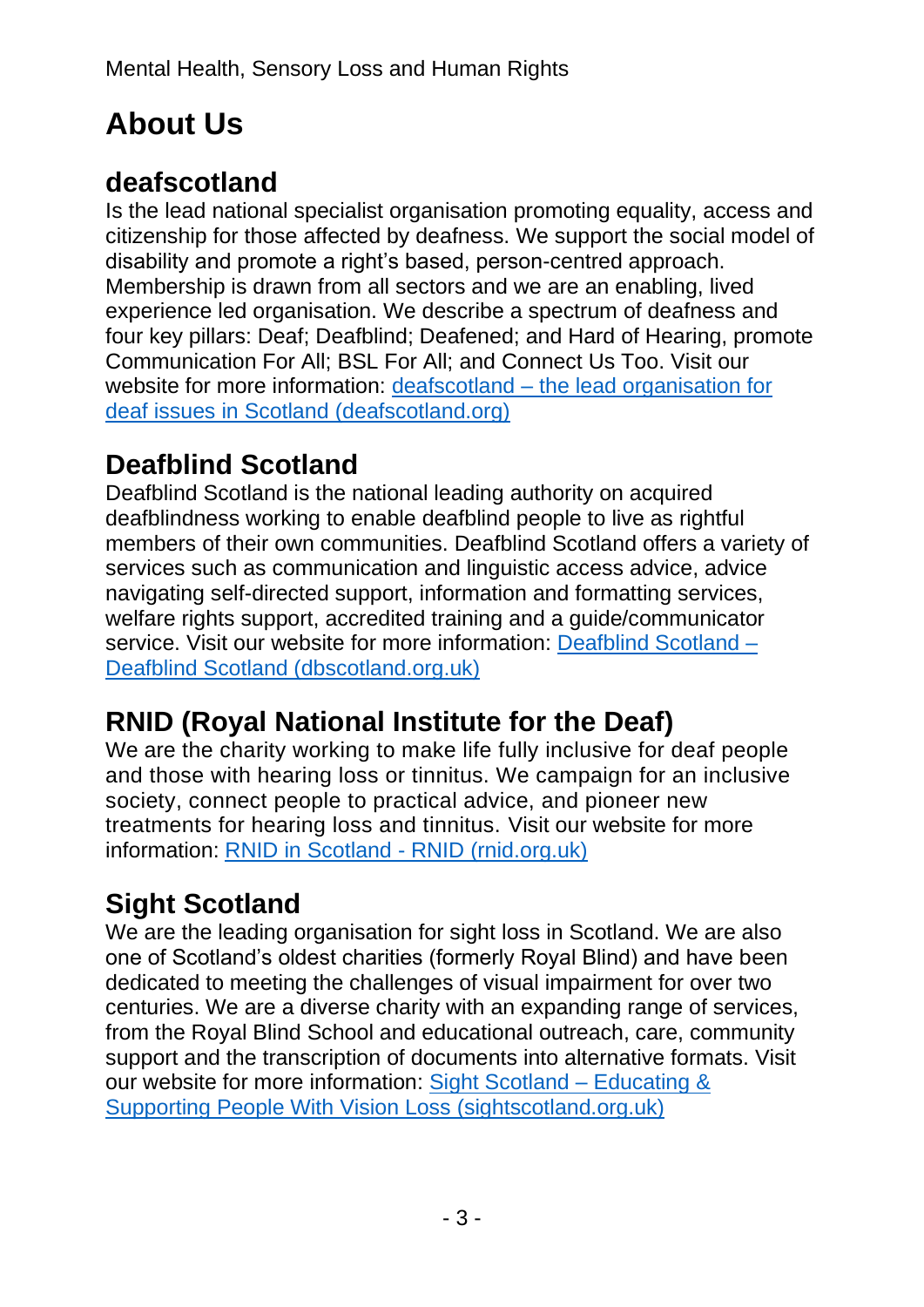# About Us

## deafscotland

Is the lead national specialist organisation promoting equality, access and citizenship for those affected by deafness. We support the social model of disability and promote a right's based, person-centred approach. Membership is drawn from all sectors and we are an enabling, lived experience led organisation. We describe a spectrum of deafness and four key pillars: Deaf; Deafblind; Deafened; and Hard of Hearing, promote Communication For All; BSL For All; and Connect Us Too. Visit our website for more information: [deafscotland – the lead organisation for deaf issues in Scotland (deafscotland.org)](deafscotland.org)

## Deafblind Scotland

Deafblind Scotland is the national leading authority on acquired deafblindness working to enable deafblind people to live as rightful members of their own communities. Deafblind Scotland offers a variety of services such as communication and linguistic access advice, advice navigating self-directed support, information and formatting services, welfare rights support, accredited training and a guide/communicator service. Visit our website for more information: [Deafblind Scotland – Deafblind Scotland (dbscotland.org.uk)](dbscotland.org.uk)

## RNID (Royal National Institute for the Deaf)

We are the charity working to make life fully inclusive for deaf people and those with hearing loss or tinnitus. We campaign for an inclusive society, connect people to practical advice, and pioneer new treatments for hearing loss and tinnitus. Visit our website for more information: [RNID in Scotland - RNID (rnid.org.uk)](rnid.org.uk)

## Sight Scotland

We are the leading organisation for sight loss in Scotland. We are also one of Scotland's oldest charities (formerly Royal Blind) and have been dedicated to meeting the challenges of visual impairment for over two centuries. We are a diverse charity with an expanding range of services, from the Royal Blind School and educational outreach, care, community support and the transcription of documents into alternative formats. Visit our website for more information: [Sight Scotland – Educating & Supporting People With Vision Loss (sightscotland.org.uk)](sightscotland.org.uk)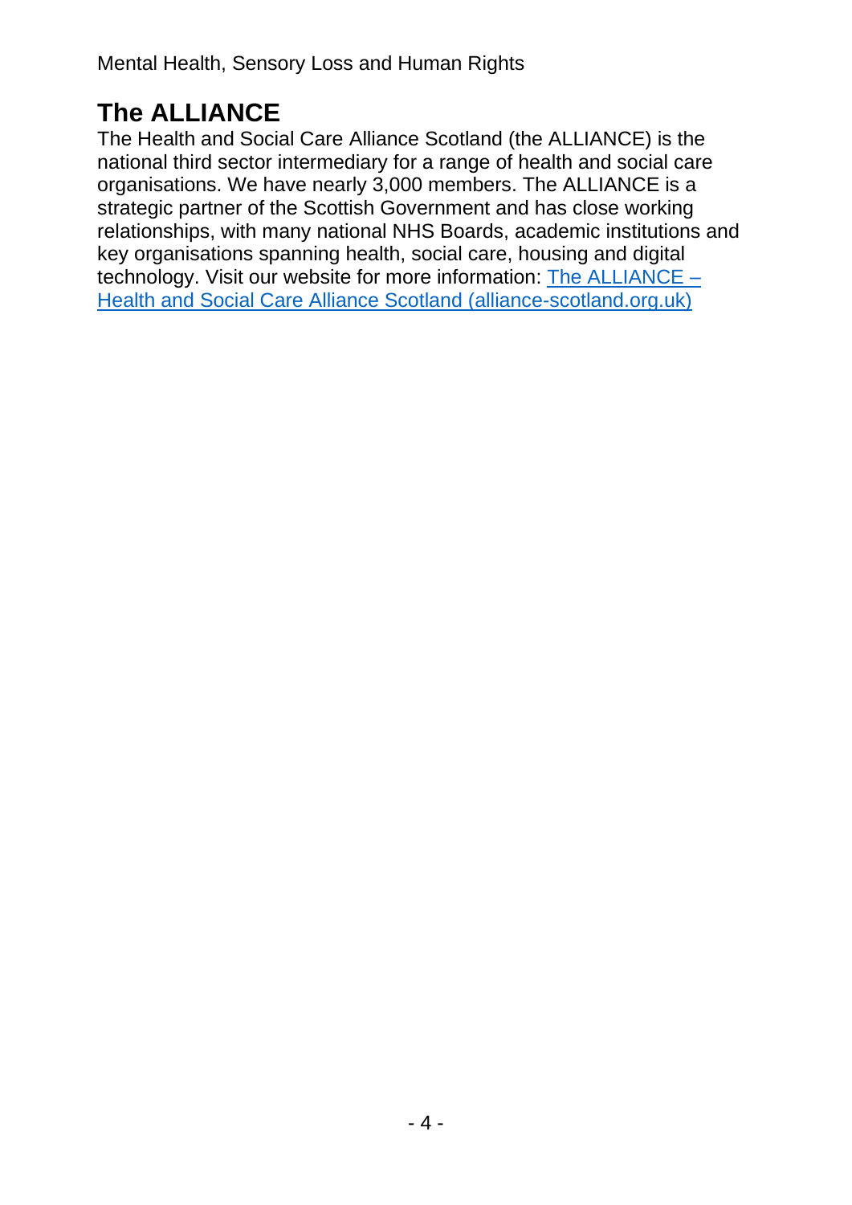## The ALLIANCE

The Health and Social Care Alliance Scotland (the ALLIANCE) is the national third sector intermediary for a range of health and social care organisations. We have nearly 3,000 members. The ALLIANCE is a strategic partner of the Scottish Government and has close working relationships, with many national NHS Boards, academic institutions and key organisations spanning health, social care, housing and digital technology. Visit our website for more information: [The ALLIANCE – Health and Social Care Alliance Scotland (alliance-scotland.org.uk)](https://www.alliance-scotland.org.uk)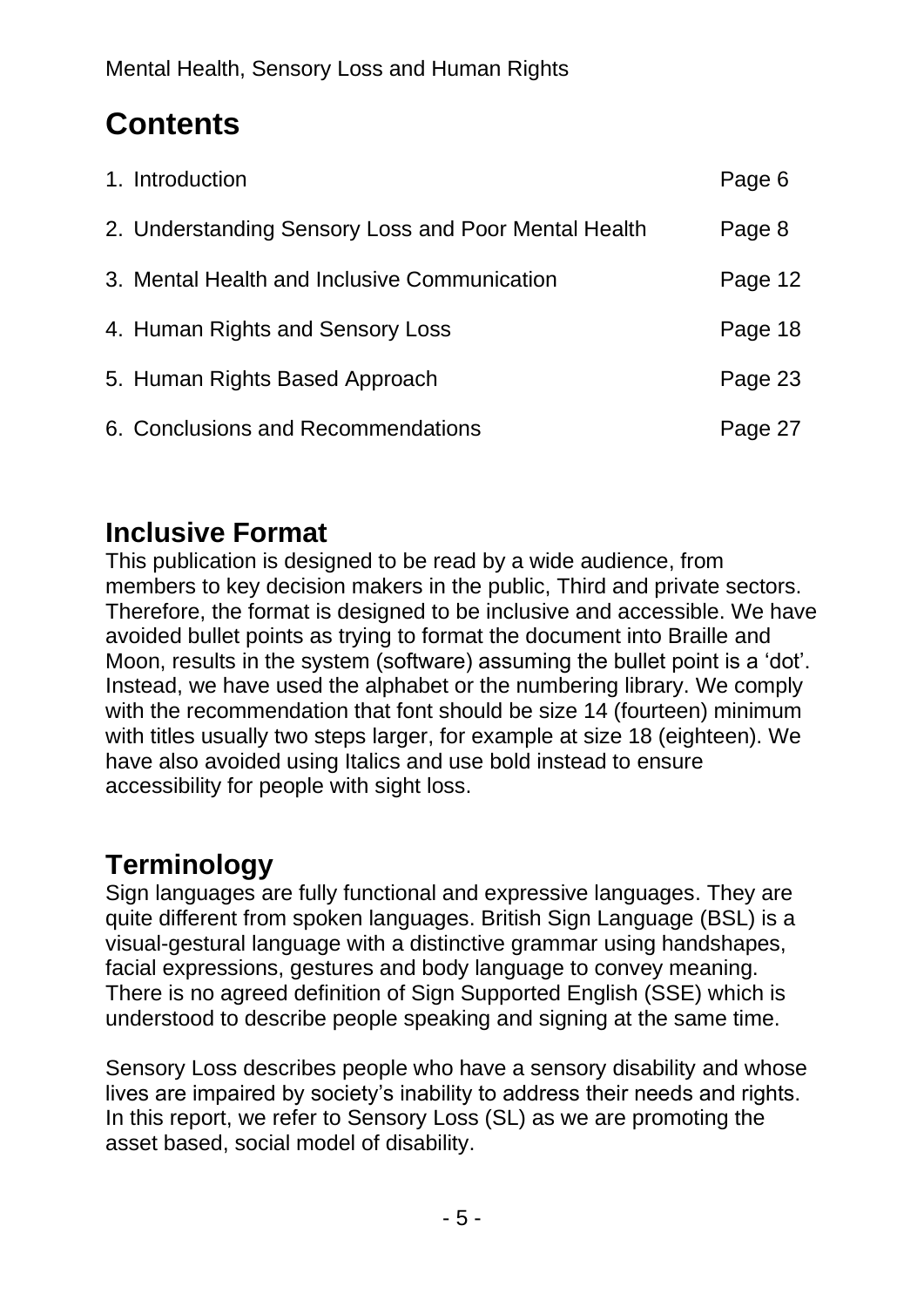# Contents

| | |
|---|---|
| 1. Introduction | Page 6 |
| 2. Understanding Sensory Loss and Poor Mental Health | Page 8 |
| 3. Mental Health and Inclusive Communication | Page 12 |
| 4. Human Rights and Sensory Loss | Page 18 |
| 5. Human Rights Based Approach | Page 23 |
| 6. Conclusions and Recommendations | Page 27 |

## Inclusive Format

This publication is designed to be read by a wide audience, from members to key decision makers in the public, Third and private sectors. Therefore, the format is designed to be inclusive and accessible. We have avoided bullet points as trying to format the document into Braille and Moon, results in the system (software) assuming the bullet point is a 'dot'. Instead, we have used the alphabet or the numbering library. We comply with the recommendation that font should be size 14 (fourteen) minimum with titles usually two steps larger, for example at size 18 (eighteen). We have also avoided using Italics and use bold instead to ensure accessibility for people with sight loss.

## Terminology

Sign languages are fully functional and expressive languages. They are quite different from spoken languages. British Sign Language (BSL) is a visual-gestural language with a distinctive grammar using handshapes, facial expressions, gestures and body language to convey meaning. There is no agreed definition of Sign Supported English (SSE) which is understood to describe people speaking and signing at the same time.

Sensory Loss describes people who have a sensory disability and whose lives are impaired by society's inability to address their needs and rights. In this report, we refer to Sensory Loss (SL) as we are promoting the asset based, social model of disability.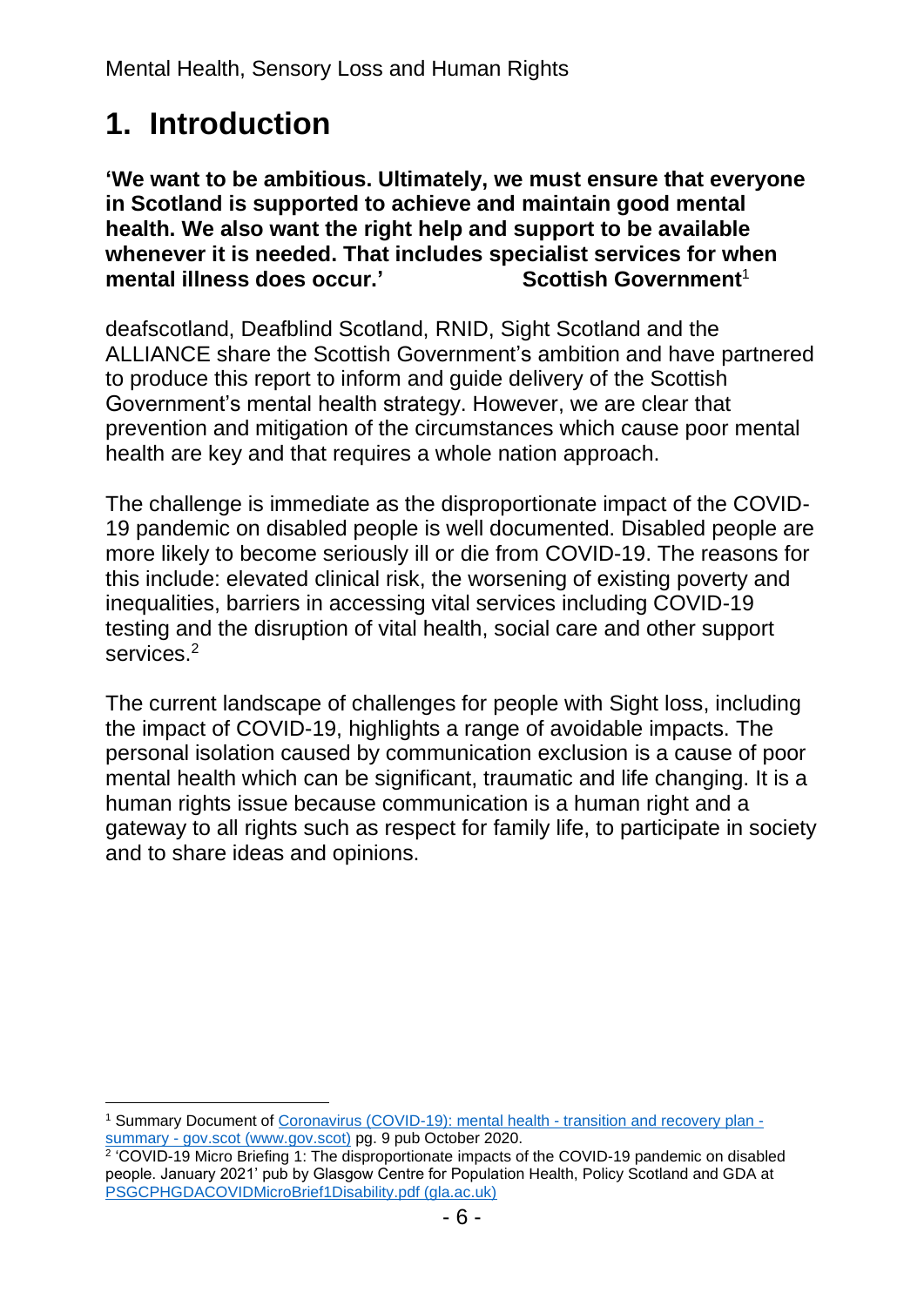# 1. Introduction

**'We want to be ambitious. Ultimately, we must ensure that everyone in Scotland is supported to achieve and maintain good mental health. We also want the right help and support to be available whenever it is needed. That includes specialist services for when mental illness does occur.' Scottish Government**[1]

deafscotland, Deafblind Scotland, RNID, Sight Scotland and the ALLIANCE share the Scottish Government's ambition and have partnered to produce this report to inform and guide delivery of the Scottish Government's mental health strategy. However, we are clear that prevention and mitigation of the circumstances which cause poor mental health are key and that requires a whole nation approach.

The challenge is immediate as the disproportionate impact of the COVID-19 pandemic on disabled people is well documented. Disabled people are more likely to become seriously ill or die from COVID-19. The reasons for this include: elevated clinical risk, the worsening of existing poverty and inequalities, barriers in accessing vital services including COVID-19 testing and the disruption of vital health, social care and other support services.[2]

The current landscape of challenges for people with Sight loss, including the impact of COVID-19, highlights a range of avoidable impacts. The personal isolation caused by communication exclusion is a cause of poor mental health which can be significant, traumatic and life changing. It is a human rights issue because communication is a human right and a gateway to all rights such as respect for family life, to participate in society and to share ideas and opinions.

---

[1] Summary Document of Coronavirus (COVID-19): mental health - transition and recovery plan - summary - gov.scot (www.gov.scot) pg. 9 pub October 2020.

[2] 'COVID-19 Micro Briefing 1: The disproportionate impacts of the COVID-19 pandemic on disabled people. January 2021' pub by Glasgow Centre for Population Health, Policy Scotland and GDA at PSGCPHGDACOVIDMicroBrief1Disability.pdf (gla.ac.uk)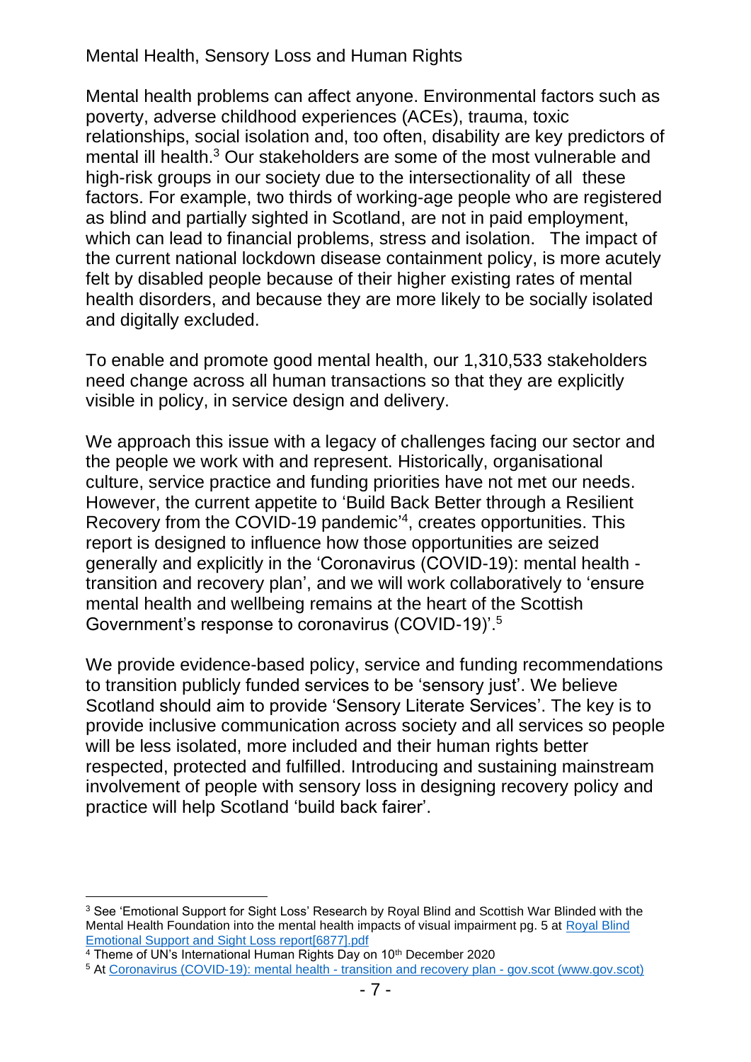## Mental Health, Sensory Loss and Human Rights

Mental health problems can affect anyone. Environmental factors such as poverty, adverse childhood experiences (ACEs), trauma, toxic relationships, social isolation and, too often, disability are key predictors of mental ill health.[3] Our stakeholders are some of the most vulnerable and high-risk groups in our society due to the intersectionality of all these factors. For example, two thirds of working-age people who are registered as blind and partially sighted in Scotland, are not in paid employment, which can lead to financial problems, stress and isolation. The impact of the current national lockdown disease containment policy, is more acutely felt by disabled people because of their higher existing rates of mental health disorders, and because they are more likely to be socially isolated and digitally excluded.

To enable and promote good mental health, our 1,310,533 stakeholders need change across all human transactions so that they are explicitly visible in policy, in service design and delivery.

We approach this issue with a legacy of challenges facing our sector and the people we work with and represent. Historically, organisational culture, service practice and funding priorities have not met our needs. However, the current appetite to 'Build Back Better through a Resilient Recovery from the COVID-19 pandemic'[4], creates opportunities. This report is designed to influence how those opportunities are seized generally and explicitly in the 'Coronavirus (COVID-19): mental health - transition and recovery plan', and we will work collaboratively to 'ensure mental health and wellbeing remains at the heart of the Scottish Government's response to coronavirus (COVID-19)'.[5]

We provide evidence-based policy, service and funding recommendations to transition publicly funded services to be 'sensory just'. We believe Scotland should aim to provide 'Sensory Literate Services'. The key is to provide inclusive communication across society and all services so people will be less isolated, more included and their human rights better respected, protected and fulfilled. Introducing and sustaining mainstream involvement of people with sensory loss in designing recovery policy and practice will help Scotland 'build back fairer'.

---

[3] See 'Emotional Support for Sight Loss' Research by Royal Blind and Scottish War Blinded with the Mental Health Foundation into the mental health impacts of visual impairment pg. 5 at Royal Blind Emotional Support and Sight Loss report[6877].pdf

[4] Theme of UN's International Human Rights Day on 10th December 2020

[5] At Coronavirus (COVID-19): mental health - transition and recovery plan - gov.scot (www.gov.scot)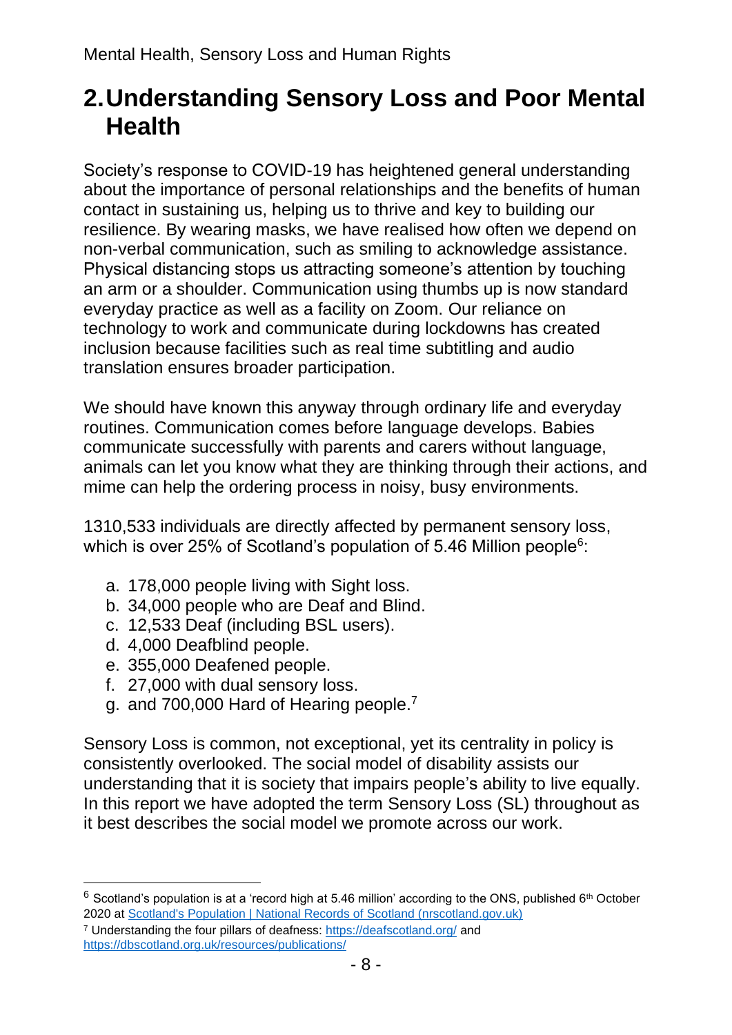## 2. Understanding Sensory Loss and Poor Mental Health

Society's response to COVID-19 has heightened general understanding about the importance of personal relationships and the benefits of human contact in sustaining us, helping us to thrive and key to building our resilience. By wearing masks, we have realised how often we depend on non-verbal communication, such as smiling to acknowledge assistance. Physical distancing stops us attracting someone's attention by touching an arm or a shoulder. Communication using thumbs up is now standard everyday practice as well as a facility on Zoom. Our reliance on technology to work and communicate during lockdowns has created inclusion because facilities such as real time subtitling and audio translation ensures broader participation.

We should have known this anyway through ordinary life and everyday routines. Communication comes before language develops. Babies communicate successfully with parents and carers without language, animals can let you know what they are thinking through their actions, and mime can help the ordering process in noisy, busy environments.

1310,533 individuals are directly affected by permanent sensory loss, which is over 25% of Scotland's population of 5.46 Million people[6]:

a. 178,000 people living with Sight loss.
b. 34,000 people who are Deaf and Blind.
c. 12,533 Deaf (including BSL users).
d. 4,000 Deafblind people.
e. 355,000 Deafened people.
f. 27,000 with dual sensory loss.
g. and 700,000 Hard of Hearing people.[7]

Sensory Loss is common, not exceptional, yet its centrality in policy is consistently overlooked. The social model of disability assists our understanding that it is society that impairs people's ability to live equally. In this report we have adopted the term Sensory Loss (SL) throughout as it best describes the social model we promote across our work.

---

[6] Scotland's population is at a 'record high at 5.46 million' according to the ONS, published 6th October 2020 at Scotland's Population | National Records of Scotland (nrscotland.gov.uk)

[7] Understanding the four pillars of deafness: https://deafscotland.org/ and https://dbscotland.org.uk/resources/publications/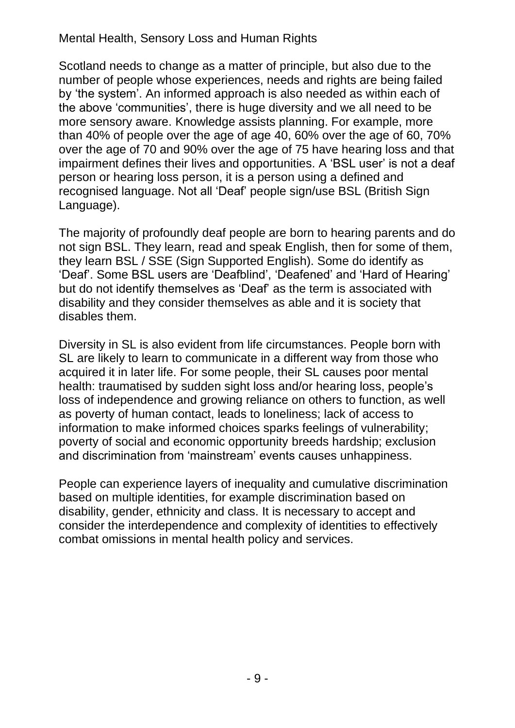Scotland needs to change as a matter of principle, but also due to the number of people whose experiences, needs and rights are being failed by 'the system'. An informed approach is also needed as within each of the above 'communities', there is huge diversity and we all need to be more sensory aware. Knowledge assists planning. For example, more than 40% of people over the age of age 40, 60% over the age of 60, 70% over the age of 70 and 90% over the age of 75 have hearing loss and that impairment defines their lives and opportunities. A 'BSL user' is not a deaf person or hearing loss person, it is a person using a defined and recognised language. Not all 'Deaf' people sign/use BSL (British Sign Language).

The majority of profoundly deaf people are born to hearing parents and do not sign BSL. They learn, read and speak English, then for some of them, they learn BSL / SSE (Sign Supported English). Some do identify as 'Deaf'. Some BSL users are 'Deafblind', 'Deafened' and 'Hard of Hearing' but do not identify themselves as 'Deaf' as the term is associated with disability and they consider themselves as able and it is society that disables them.

Diversity in SL is also evident from life circumstances. People born with SL are likely to learn to communicate in a different way from those who acquired it in later life. For some people, their SL causes poor mental health: traumatised by sudden sight loss and/or hearing loss, people's loss of independence and growing reliance on others to function, as well as poverty of human contact, leads to loneliness; lack of access to information to make informed choices sparks feelings of vulnerability; poverty of social and economic opportunity breeds hardship; exclusion and discrimination from 'mainstream' events causes unhappiness.

People can experience layers of inequality and cumulative discrimination based on multiple identities, for example discrimination based on disability, gender, ethnicity and class. It is necessary to accept and consider the interdependence and complexity of identities to effectively combat omissions in mental health policy and services.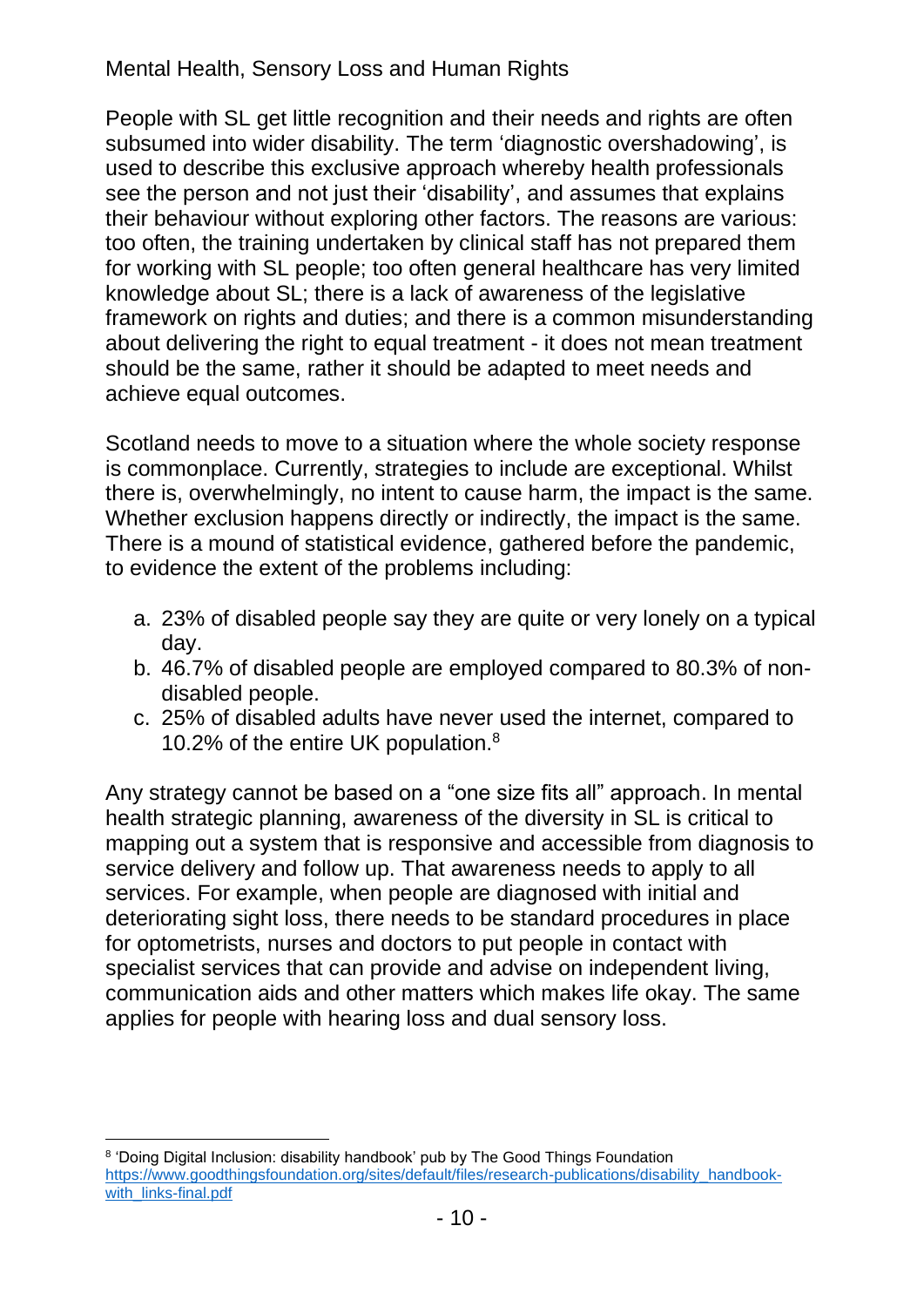People with SL get little recognition and their needs and rights are often subsumed into wider disability. The term 'diagnostic overshadowing', is used to describe this exclusive approach whereby health professionals see the person and not just their 'disability', and assumes that explains their behaviour without exploring other factors. The reasons are various: too often, the training undertaken by clinical staff has not prepared them for working with SL people; too often general healthcare has very limited knowledge about SL; there is a lack of awareness of the legislative framework on rights and duties; and there is a common misunderstanding about delivering the right to equal treatment - it does not mean treatment should be the same, rather it should be adapted to meet needs and achieve equal outcomes.

Scotland needs to move to a situation where the whole society response is commonplace. Currently, strategies to include are exceptional. Whilst there is, overwhelmingly, no intent to cause harm, the impact is the same. Whether exclusion happens directly or indirectly, the impact is the same. There is a mound of statistical evidence, gathered before the pandemic, to evidence the extent of the problems including:

a. 23% of disabled people say they are quite or very lonely on a typical day.
b. 46.7% of disabled people are employed compared to 80.3% of non-disabled people.
c. 25% of disabled adults have never used the internet, compared to 10.2% of the entire UK population.[8]

Any strategy cannot be based on a "one size fits all" approach. In mental health strategic planning, awareness of the diversity in SL is critical to mapping out a system that is responsive and accessible from diagnosis to service delivery and follow up. That awareness needs to apply to all services. For example, when people are diagnosed with initial and deteriorating sight loss, there needs to be standard procedures in place for optometrists, nurses and doctors to put people in contact with specialist services that can provide and advise on independent living, communication aids and other matters which makes life okay. The same applies for people with hearing loss and dual sensory loss.

---

[8] 'Doing Digital Inclusion: disability handbook' pub by The Good Things Foundation https://www.goodthingsfoundation.org/sites/default/files/research-publications/disability_handbook-with_links-final.pdf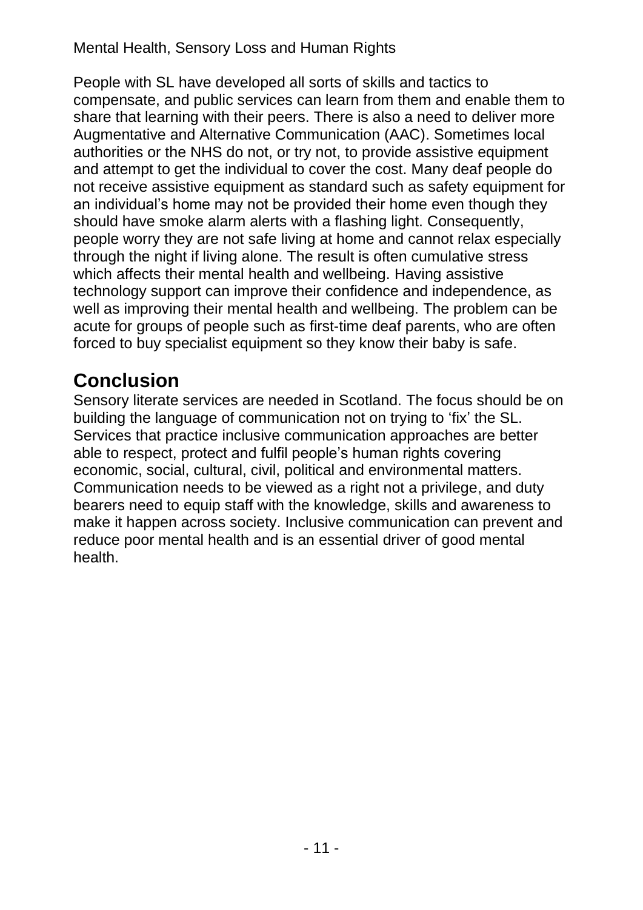People with SL have developed all sorts of skills and tactics to compensate, and public services can learn from them and enable them to share that learning with their peers. There is also a need to deliver more Augmentative and Alternative Communication (AAC). Sometimes local authorities or the NHS do not, or try not, to provide assistive equipment and attempt to get the individual to cover the cost. Many deaf people do not receive assistive equipment as standard such as safety equipment for an individual's home may not be provided their home even though they should have smoke alarm alerts with a flashing light. Consequently, people worry they are not safe living at home and cannot relax especially through the night if living alone. The result is often cumulative stress which affects their mental health and wellbeing. Having assistive technology support can improve their confidence and independence, as well as improving their mental health and wellbeing. The problem can be acute for groups of people such as first-time deaf parents, who are often forced to buy specialist equipment so they know their baby is safe.

## Conclusion

Sensory literate services are needed in Scotland. The focus should be on building the language of communication not on trying to 'fix' the SL. Services that practice inclusive communication approaches are better able to respect, protect and fulfil people's human rights covering economic, social, cultural, civil, political and environmental matters. Communication needs to be viewed as a right not a privilege, and duty bearers need to equip staff with the knowledge, skills and awareness to make it happen across society. Inclusive communication can prevent and reduce poor mental health and is an essential driver of good mental health.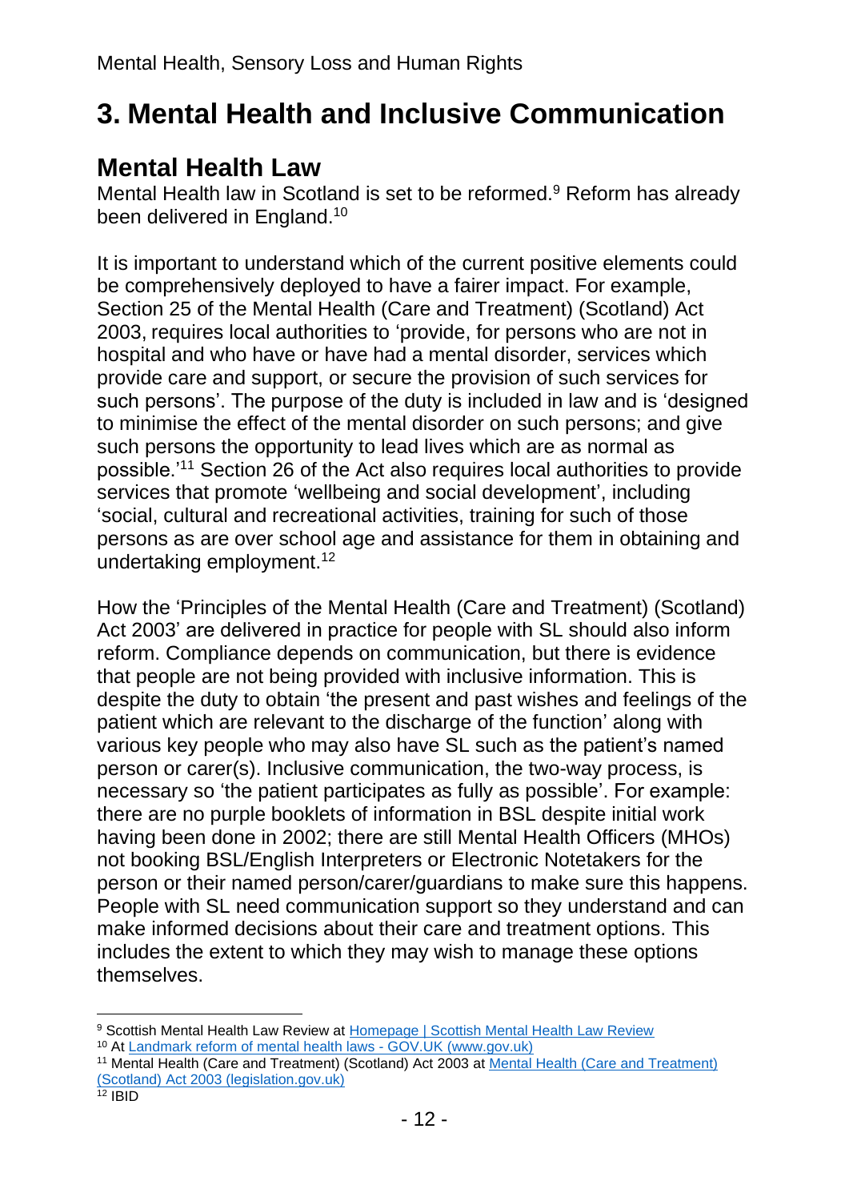# 3. Mental Health and Inclusive Communication

## Mental Health Law

Mental Health law in Scotland is set to be reformed.[9] Reform has already been delivered in England.[10]

It is important to understand which of the current positive elements could be comprehensively deployed to have a fairer impact. For example, Section 25 of the Mental Health (Care and Treatment) (Scotland) Act 2003, requires local authorities to 'provide, for persons who are not in hospital and who have or have had a mental disorder, services which provide care and support, or secure the provision of such services for such persons'. The purpose of the duty is included in law and is 'designed to minimise the effect of the mental disorder on such persons; and give such persons the opportunity to lead lives which are as normal as possible.'[11] Section 26 of the Act also requires local authorities to provide services that promote 'wellbeing and social development', including 'social, cultural and recreational activities, training for such of those persons as are over school age and assistance for them in obtaining and undertaking employment.[12]

How the 'Principles of the Mental Health (Care and Treatment) (Scotland) Act 2003' are delivered in practice for people with SL should also inform reform. Compliance depends on communication, but there is evidence that people are not being provided with inclusive information. This is despite the duty to obtain 'the present and past wishes and feelings of the patient which are relevant to the discharge of the function' along with various key people who may also have SL such as the patient's named person or carer(s). Inclusive communication, the two-way process, is necessary so 'the patient participates as fully as possible'. For example: there are no purple booklets of information in BSL despite initial work having been done in 2002; there are still Mental Health Officers (MHOs) not booking BSL/English Interpreters or Electronic Notetakers for the person or their named person/carer/guardians to make sure this happens. People with SL need communication support so they understand and can make informed decisions about their care and treatment options. This includes the extent to which they may wish to manage these options themselves.

---

[9] Scottish Mental Health Law Review at Homepage | Scottish Mental Health Law Review

[10] At Landmark reform of mental health laws - GOV.UK (www.gov.uk)

[11] Mental Health (Care and Treatment) (Scotland) Act 2003 at Mental Health (Care and Treatment) (Scotland) Act 2003 (legislation.gov.uk)

[12] IBID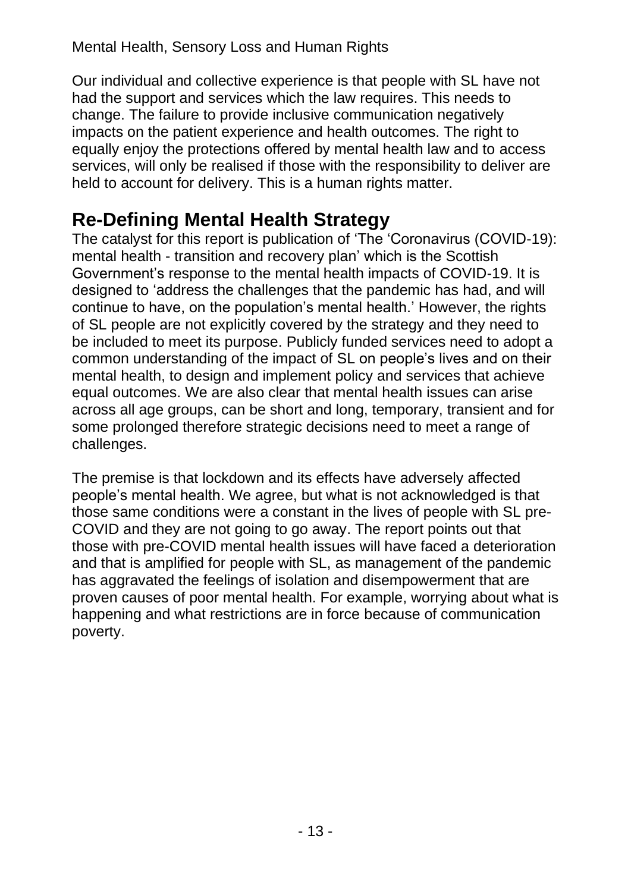Our individual and collective experience is that people with SL have not had the support and services which the law requires. This needs to change. The failure to provide inclusive communication negatively impacts on the patient experience and health outcomes. The right to equally enjoy the protections offered by mental health law and to access services, will only be realised if those with the responsibility to deliver are held to account for delivery. This is a human rights matter.

## Re-Defining Mental Health Strategy

The catalyst for this report is publication of 'The 'Coronavirus (COVID-19): mental health - transition and recovery plan' which is the Scottish Government's response to the mental health impacts of COVID-19. It is designed to 'address the challenges that the pandemic has had, and will continue to have, on the population's mental health.' However, the rights of SL people are not explicitly covered by the strategy and they need to be included to meet its purpose. Publicly funded services need to adopt a common understanding of the impact of SL on people's lives and on their mental health, to design and implement policy and services that achieve equal outcomes. We are also clear that mental health issues can arise across all age groups, can be short and long, temporary, transient and for some prolonged therefore strategic decisions need to meet a range of challenges.

The premise is that lockdown and its effects have adversely affected people's mental health. We agree, but what is not acknowledged is that those same conditions were a constant in the lives of people with SL pre-COVID and they are not going to go away. The report points out that those with pre-COVID mental health issues will have faced a deterioration and that is amplified for people with SL, as management of the pandemic has aggravated the feelings of isolation and disempowerment that are proven causes of poor mental health. For example, worrying about what is happening and what restrictions are in force because of communication poverty.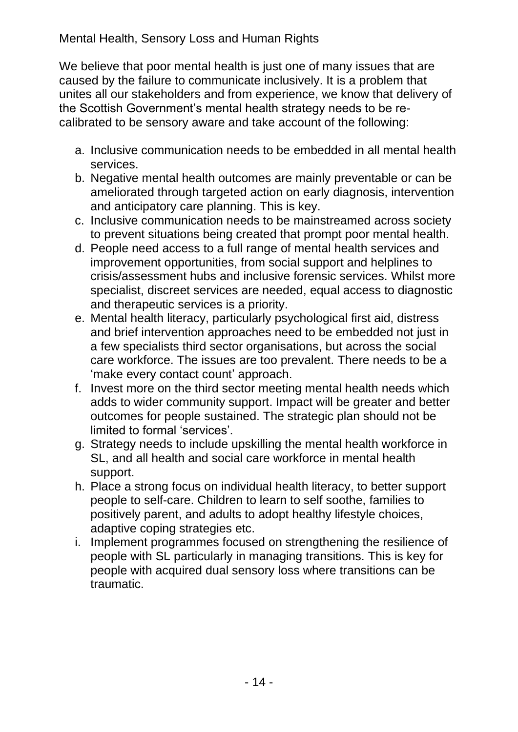## Mental Health, Sensory Loss and Human Rights

We believe that poor mental health is just one of many issues that are caused by the failure to communicate inclusively. It is a problem that unites all our stakeholders and from experience, we know that delivery of the Scottish Government's mental health strategy needs to be re-calibrated to be sensory aware and take account of the following:

a. Inclusive communication needs to be embedded in all mental health services.
b. Negative mental health outcomes are mainly preventable or can be ameliorated through targeted action on early diagnosis, intervention and anticipatory care planning. This is key.
c. Inclusive communication needs to be mainstreamed across society to prevent situations being created that prompt poor mental health.
d. People need access to a full range of mental health services and improvement opportunities, from social support and helplines to crisis/assessment hubs and inclusive forensic services. Whilst more specialist, discreet services are needed, equal access to diagnostic and therapeutic services is a priority.
e. Mental health literacy, particularly psychological first aid, distress and brief intervention approaches need to be embedded not just in a few specialists third sector organisations, but across the social care workforce. The issues are too prevalent. There needs to be a 'make every contact count' approach.
f. Invest more on the third sector meeting mental health needs which adds to wider community support. Impact will be greater and better outcomes for people sustained. The strategic plan should not be limited to formal 'services'.
g. Strategy needs to include upskilling the mental health workforce in SL, and all health and social care workforce in mental health support.
h. Place a strong focus on individual health literacy, to better support people to self-care. Children to learn to self soothe, families to positively parent, and adults to adopt healthy lifestyle choices, adaptive coping strategies etc.
i. Implement programmes focused on strengthening the resilience of people with SL particularly in managing transitions. This is key for people with acquired dual sensory loss where transitions can be traumatic.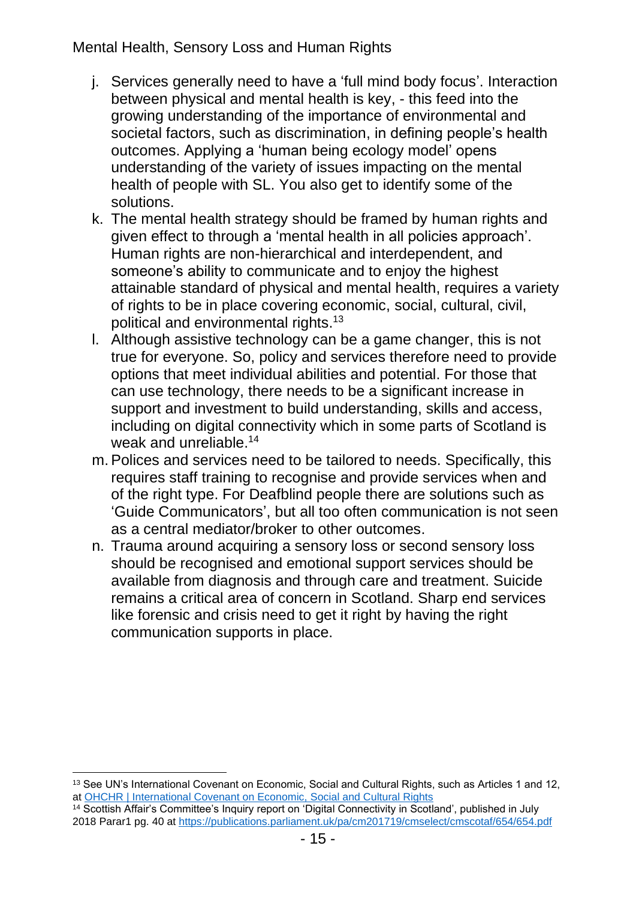j. Services generally need to have a 'full mind body focus'. Interaction between physical and mental health is key, - this feed into the growing understanding of the importance of environmental and societal factors, such as discrimination, in defining people's health outcomes. Applying a 'human being ecology model' opens understanding of the variety of issues impacting on the mental health of people with SL. You also get to identify some of the solutions.
k. The mental health strategy should be framed by human rights and given effect to through a 'mental health in all policies approach'. Human rights are non-hierarchical and interdependent, and someone's ability to communicate and to enjoy the highest attainable standard of physical and mental health, requires a variety of rights to be in place covering economic, social, cultural, civil, political and environmental rights.[13]
l. Although assistive technology can be a game changer, this is not true for everyone. So, policy and services therefore need to provide options that meet individual abilities and potential. For those that can use technology, there needs to be a significant increase in support and investment to build understanding, skills and access, including on digital connectivity which in some parts of Scotland is weak and unreliable.[14]
m. Polices and services need to be tailored to needs. Specifically, this requires staff training to recognise and provide services when and of the right type. For Deafblind people there are solutions such as 'Guide Communicators', but all too often communication is not seen as a central mediator/broker to other outcomes.
n. Trauma around acquiring a sensory loss or second sensory loss should be recognised and emotional support services should be available from diagnosis and through care and treatment. Suicide remains a critical area of concern in Scotland. Sharp end services like forensic and crisis need to get it right by having the right communication supports in place.

---

[13] See UN's International Covenant on Economic, Social and Cultural Rights, such as Articles 1 and 12, at [OHCHR | International Covenant on Economic, Social and Cultural Rights]

[14] Scottish Affair's Committee's Inquiry report on 'Digital Connectivity in Scotland', published in July 2018 Parar1 pg. 40 at https://publications.parliament.uk/pa/cm201719/cmselect/cmscotaf/654/654.pdf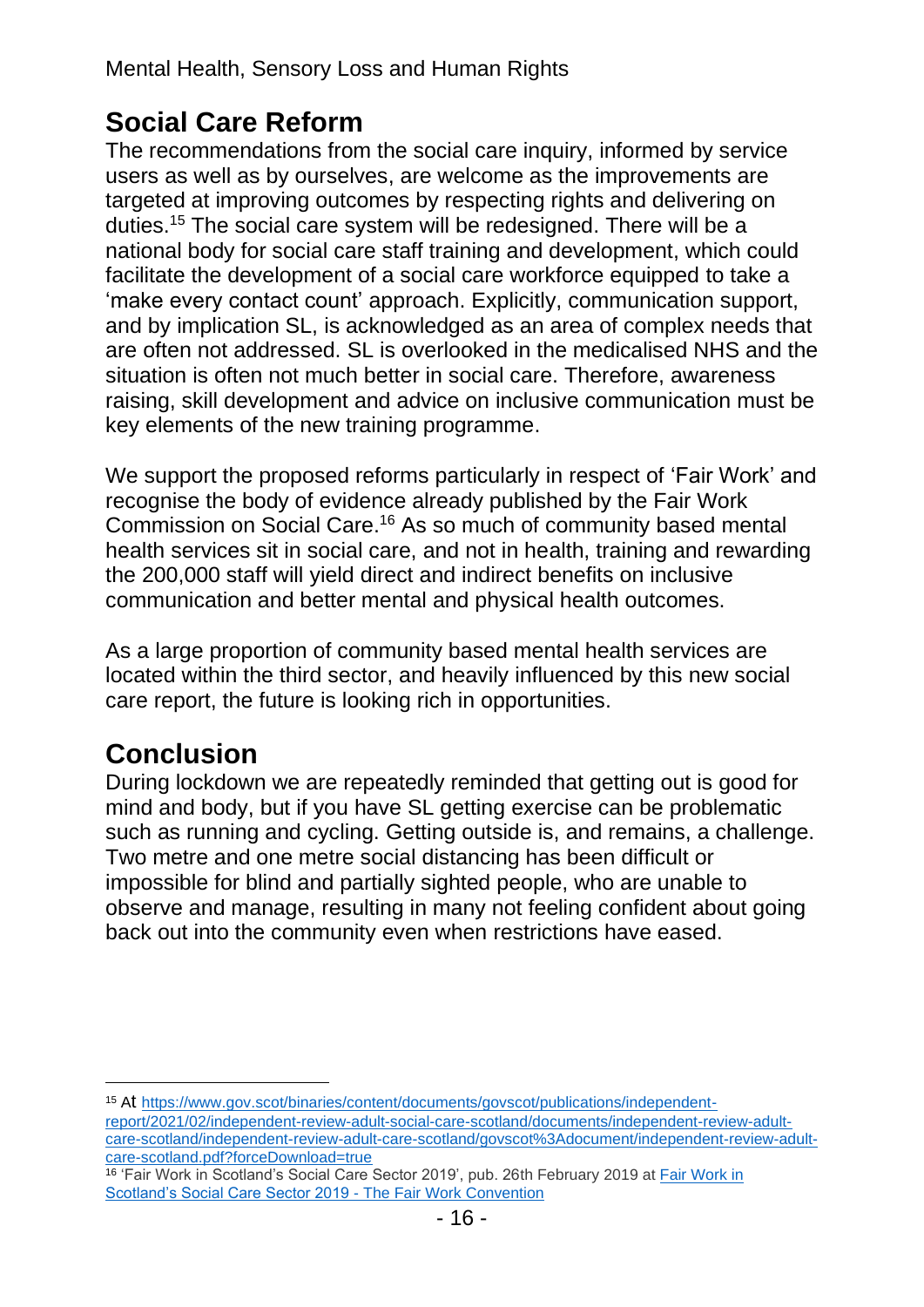## Social Care Reform

The recommendations from the social care inquiry, informed by service users as well as by ourselves, are welcome as the improvements are targeted at improving outcomes by respecting rights and delivering on duties.[15] The social care system will be redesigned. There will be a national body for social care staff training and development, which could facilitate the development of a social care workforce equipped to take a 'make every contact count' approach. Explicitly, communication support, and by implication SL, is acknowledged as an area of complex needs that are often not addressed. SL is overlooked in the medicalised NHS and the situation is often not much better in social care. Therefore, awareness raising, skill development and advice on inclusive communication must be key elements of the new training programme.

We support the proposed reforms particularly in respect of 'Fair Work' and recognise the body of evidence already published by the Fair Work Commission on Social Care.[16] As so much of community based mental health services sit in social care, and not in health, training and rewarding the 200,000 staff will yield direct and indirect benefits on inclusive communication and better mental and physical health outcomes.

As a large proportion of community based mental health services are located within the third sector, and heavily influenced by this new social care report, the future is looking rich in opportunities.

## Conclusion

During lockdown we are repeatedly reminded that getting out is good for mind and body, but if you have SL getting exercise can be problematic such as running and cycling. Getting outside is, and remains, a challenge. Two metre and one metre social distancing has been difficult or impossible for blind and partially sighted people, who are unable to observe and manage, resulting in many not feeling confident about going back out into the community even when restrictions have eased.

---

[15] At https://www.gov.scot/binaries/content/documents/govscot/publications/independent-report/2021/02/independent-review-adult-social-care-scotland/documents/independent-review-adult-care-scotland/independent-review-adult-care-scotland/govscot%3Adocument/independent-review-adult-care-scotland.pdf?forceDownload=true

[16] 'Fair Work in Scotland's Social Care Sector 2019', pub. 26th February 2019 at Fair Work in Scotland's Social Care Sector 2019 - The Fair Work Convention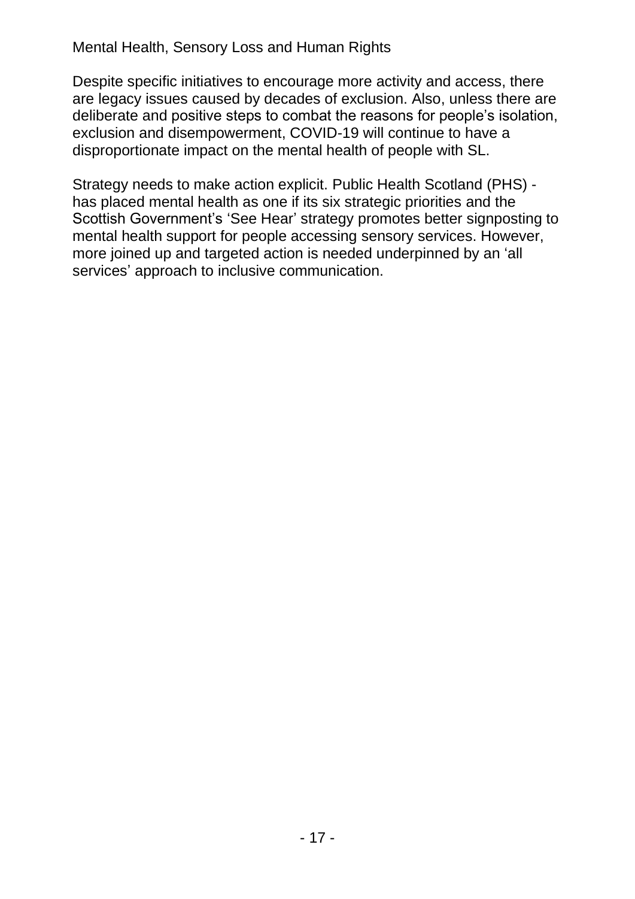Despite specific initiatives to encourage more activity and access, there are legacy issues caused by decades of exclusion. Also, unless there are deliberate and positive steps to combat the reasons for people's isolation, exclusion and disempowerment, COVID-19 will continue to have a disproportionate impact on the mental health of people with SL.

Strategy needs to make action explicit. Public Health Scotland (PHS) - has placed mental health as one if its six strategic priorities and the Scottish Government's 'See Hear' strategy promotes better signposting to mental health support for people accessing sensory services. However, more joined up and targeted action is needed underpinned by an 'all services' approach to inclusive communication.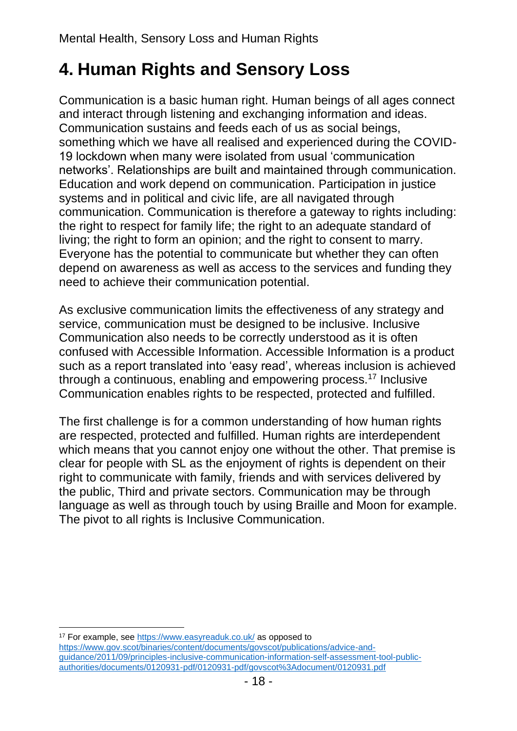# 4. Human Rights and Sensory Loss

Communication is a basic human right. Human beings of all ages connect and interact through listening and exchanging information and ideas. Communication sustains and feeds each of us as social beings, something which we have all realised and experienced during the COVID-19 lockdown when many were isolated from usual 'communication networks'. Relationships are built and maintained through communication. Education and work depend on communication. Participation in justice systems and in political and civic life, are all navigated through communication. Communication is therefore a gateway to rights including: the right to respect for family life; the right to an adequate standard of living; the right to form an opinion; and the right to consent to marry. Everyone has the potential to communicate but whether they can often depend on awareness as well as access to the services and funding they need to achieve their communication potential.

As exclusive communication limits the effectiveness of any strategy and service, communication must be designed to be inclusive. Inclusive Communication also needs to be correctly understood as it is often confused with Accessible Information. Accessible Information is a product such as a report translated into 'easy read', whereas inclusion is achieved through a continuous, enabling and empowering process.[17] Inclusive Communication enables rights to be respected, protected and fulfilled.

The first challenge is for a common understanding of how human rights are respected, protected and fulfilled. Human rights are interdependent which means that you cannot enjoy one without the other. That premise is clear for people with SL as the enjoyment of rights is dependent on their right to communicate with family, friends and with services delivered by the public, Third and private sectors. Communication may be through language as well as through touch by using Braille and Moon for example. The pivot to all rights is Inclusive Communication.

---

[17] For example, see https://www.easyreaduk.co.uk/ as opposed to https://www.gov.scot/binaries/content/documents/govscot/publications/advice-and-guidance/2011/09/principles-inclusive-communication-information-self-assessment-tool-public-authorities/documents/0120931-pdf/0120931-pdf/govscot%3Adocument/0120931.pdf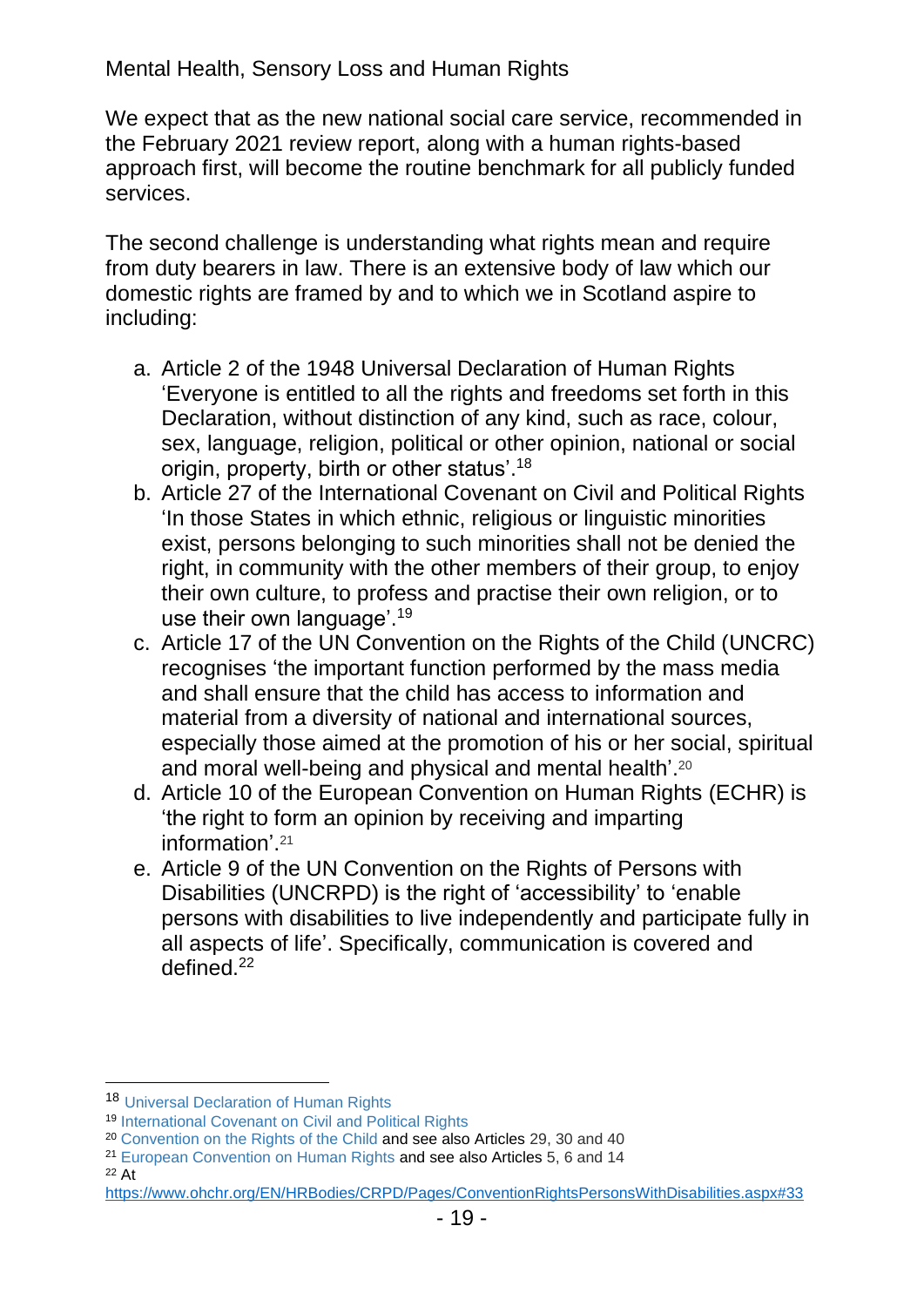We expect that as the new national social care service, recommended in the February 2021 review report, along with a human rights-based approach first, will become the routine benchmark for all publicly funded services.

The second challenge is understanding what rights mean and require from duty bearers in law. There is an extensive body of law which our domestic rights are framed by and to which we in Scotland aspire to including:

a. Article 2 of the 1948 Universal Declaration of Human Rights 'Everyone is entitled to all the rights and freedoms set forth in this Declaration, without distinction of any kind, such as race, colour, sex, language, religion, political or other opinion, national or social origin, property, birth or other status'.[18]
b. Article 27 of the International Covenant on Civil and Political Rights 'In those States in which ethnic, religious or linguistic minorities exist, persons belonging to such minorities shall not be denied the right, in community with the other members of their group, to enjoy their own culture, to profess and practise their own religion, or to use their own language'.[19]
c. Article 17 of the UN Convention on the Rights of the Child (UNCRC) recognises 'the important function performed by the mass media and shall ensure that the child has access to information and material from a diversity of national and international sources, especially those aimed at the promotion of his or her social, spiritual and moral well-being and physical and mental health'.[20]
d. Article 10 of the European Convention on Human Rights (ECHR) is 'the right to form an opinion by receiving and imparting information'.[21]
e. Article 9 of the UN Convention on the Rights of Persons with Disabilities (UNCRPD) is the right of 'accessibility' to 'enable persons with disabilities to live independently and participate fully in all aspects of life'. Specifically, communication is covered and defined.[22]

---

[18] Universal Declaration of Human Rights

[19] International Covenant on Civil and Political Rights

[20] Convention on the Rights of the Child and see also Articles 29, 30 and 40

[21] European Convention on Human Rights and see also Articles 5, 6 and 14

[22] At https://www.ohchr.org/EN/HRBodies/CRPD/Pages/ConventionRightsPersonsWithDisabilities.aspx#33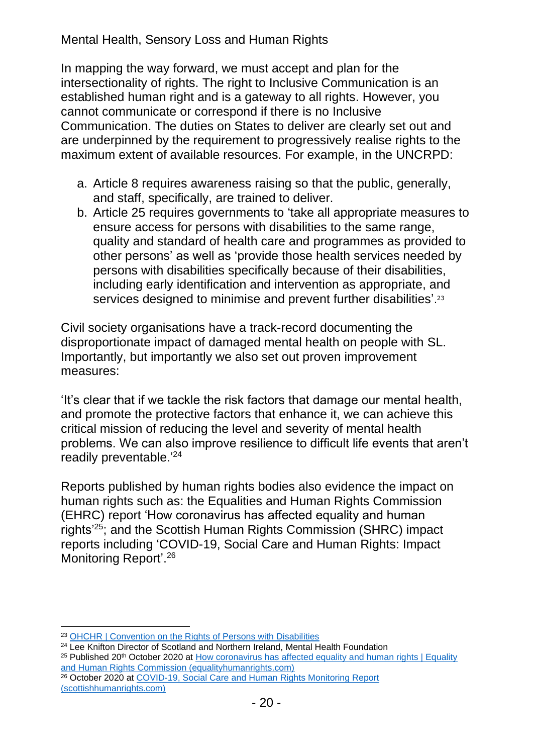In mapping the way forward, we must accept and plan for the intersectionality of rights. The right to Inclusive Communication is an established human right and is a gateway to all rights. However, you cannot communicate or correspond if there is no Inclusive Communication. The duties on States to deliver are clearly set out and are underpinned by the requirement to progressively realise rights to the maximum extent of available resources. For example, in the UNCRPD:

a. Article 8 requires awareness raising so that the public, generally, and staff, specifically, are trained to deliver.
b. Article 25 requires governments to 'take all appropriate measures to ensure access for persons with disabilities to the same range, quality and standard of health care and programmes as provided to other persons' as well as 'provide those health services needed by persons with disabilities specifically because of their disabilities, including early identification and intervention as appropriate, and services designed to minimise and prevent further disabilities'.[23]

Civil society organisations have a track-record documenting the disproportionate impact of damaged mental health on people with SL. Importantly, but importantly we also set out proven improvement measures:

'It's clear that if we tackle the risk factors that damage our mental health, and promote the protective factors that enhance it, we can achieve this critical mission of reducing the level and severity of mental health problems. We can also improve resilience to difficult life events that aren't readily preventable.'[24]

Reports published by human rights bodies also evidence the impact on human rights such as: the Equalities and Human Rights Commission (EHRC) report 'How coronavirus has affected equality and human rights'[25]; and the Scottish Human Rights Commission (SHRC) impact reports including 'COVID-19, Social Care and Human Rights: Impact Monitoring Report'.[26]

---

[23] OHCHR | Convention on the Rights of Persons with Disabilities

[24] Lee Knifton Director of Scotland and Northern Ireland, Mental Health Foundation

[25] Published 20th October 2020 at How coronavirus has affected equality and human rights | Equality and Human Rights Commission (equalityhumanrights.com)

[26] October 2020 at COVID-19, Social Care and Human Rights Monitoring Report (scottishhumanrights.com)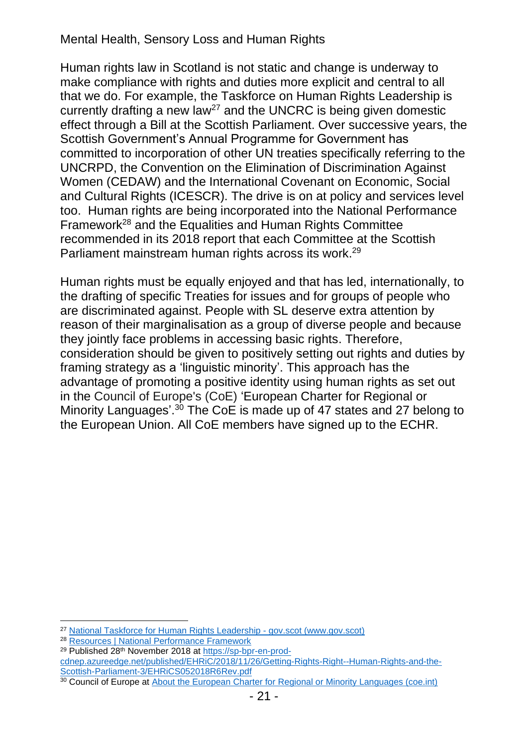Human rights law in Scotland is not static and change is underway to make compliance with rights and duties more explicit and central to all that we do. For example, the Taskforce on Human Rights Leadership is currently drafting a new law[27] and the UNCRC is being given domestic effect through a Bill at the Scottish Parliament. Over successive years, the Scottish Government's Annual Programme for Government has committed to incorporation of other UN treaties specifically referring to the UNCRPD, the Convention on the Elimination of Discrimination Against Women (CEDAW) and the International Covenant on Economic, Social and Cultural Rights (ICESCR). The drive is on at policy and services level too. Human rights are being incorporated into the National Performance Framework[28] and the Equalities and Human Rights Committee recommended in its 2018 report that each Committee at the Scottish Parliament mainstream human rights across its work.[29]

Human rights must be equally enjoyed and that has led, internationally, to the drafting of specific Treaties for issues and for groups of people who are discriminated against. People with SL deserve extra attention by reason of their marginalisation as a group of diverse people and because they jointly face problems in accessing basic rights. Therefore, consideration should be given to positively setting out rights and duties by framing strategy as a 'linguistic minority'. This approach has the advantage of promoting a positive identity using human rights as set out in the Council of Europe's (CoE) 'European Charter for Regional or Minority Languages'.[30] The CoE is made up of 47 states and 27 belong to the European Union. All CoE members have signed up to the ECHR.

---

[27] National Taskforce for Human Rights Leadership - gov.scot (www.gov.scot)

[28] Resources | National Performance Framework

[29] Published 28th November 2018 at https://sp-bpr-en-prod-cdnep.azureedge.net/published/EHRiC/2018/11/26/Getting-Rights-Right--Human-Rights-and-the-Scottish-Parliament-3/EHRiCS052018R6Rev.pdf

[30] Council of Europe at About the European Charter for Regional or Minority Languages (coe.int)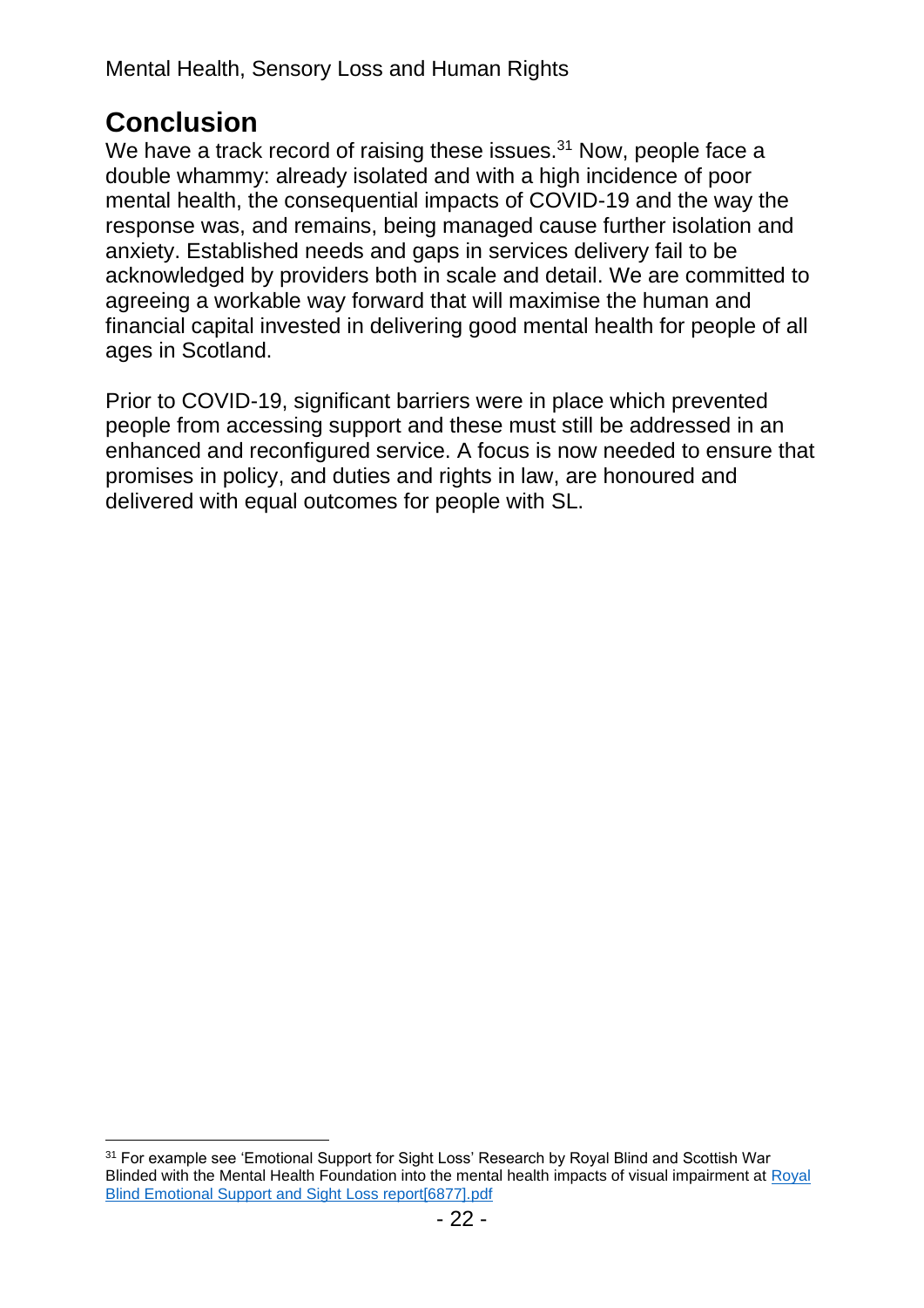## Conclusion

We have a track record of raising these issues.[31] Now, people face a double whammy: already isolated and with a high incidence of poor mental health, the consequential impacts of COVID-19 and the way the response was, and remains, being managed cause further isolation and anxiety. Established needs and gaps in services delivery fail to be acknowledged by providers both in scale and detail. We are committed to agreeing a workable way forward that will maximise the human and financial capital invested in delivering good mental health for people of all ages in Scotland.

Prior to COVID-19, significant barriers were in place which prevented people from accessing support and these must still be addressed in an enhanced and reconfigured service. A focus is now needed to ensure that promises in policy, and duties and rights in law, are honoured and delivered with equal outcomes for people with SL.

---

[31] For example see 'Emotional Support for Sight Loss' Research by Royal Blind and Scottish War Blinded with the Mental Health Foundation into the mental health impacts of visual impairment at Royal Blind Emotional Support and Sight Loss report[6877].pdf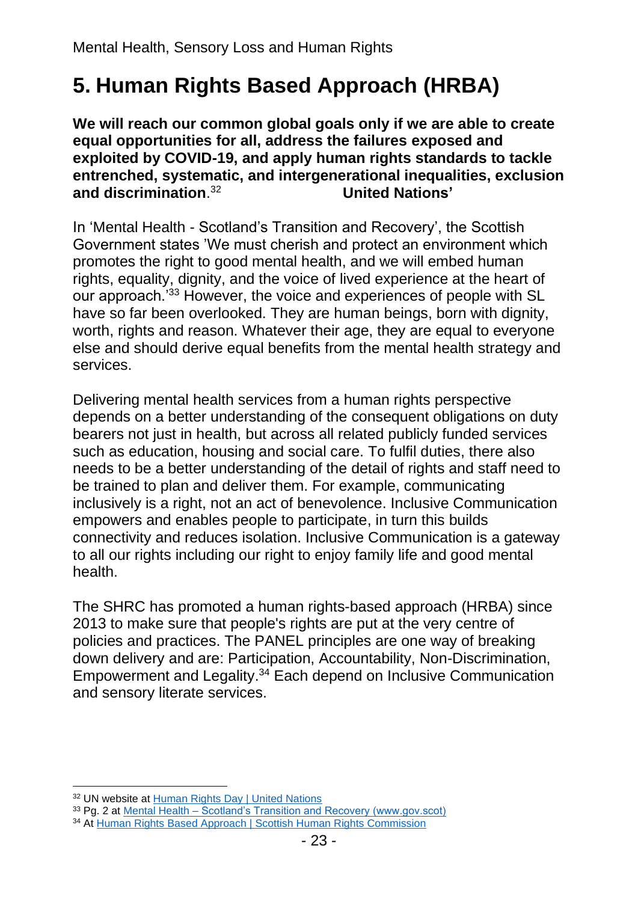# 5. Human Rights Based Approach (HRBA)

**We will reach our common global goals only if we are able to create equal opportunities for all, address the failures exposed and exploited by COVID-19, and apply human rights standards to tackle entrenched, systematic, and intergenerational inequalities, exclusion and discrimination**.[32] **United Nations'**

In 'Mental Health - Scotland's Transition and Recovery', the Scottish Government states 'We must cherish and protect an environment which promotes the right to good mental health, and we will embed human rights, equality, dignity, and the voice of lived experience at the heart of our approach.'[33] However, the voice and experiences of people with SL have so far been overlooked. They are human beings, born with dignity, worth, rights and reason. Whatever their age, they are equal to everyone else and should derive equal benefits from the mental health strategy and services.

Delivering mental health services from a human rights perspective depends on a better understanding of the consequent obligations on duty bearers not just in health, but across all related publicly funded services such as education, housing and social care. To fulfil duties, there also needs to be a better understanding of the detail of rights and staff need to be trained to plan and deliver them. For example, communicating inclusively is a right, not an act of benevolence. Inclusive Communication empowers and enables people to participate, in turn this builds connectivity and reduces isolation. Inclusive Communication is a gateway to all our rights including our right to enjoy family life and good mental health.

The SHRC has promoted a human rights-based approach (HRBA) since 2013 to make sure that people's rights are put at the very centre of policies and practices. The PANEL principles are one way of breaking down delivery and are: Participation, Accountability, Non-Discrimination, Empowerment and Legality.[34] Each depend on Inclusive Communication and sensory literate services.

---

[32] UN website at Human Rights Day | United Nations

[33] Pg. 2 at Mental Health – Scotland's Transition and Recovery (www.gov.scot)

[34] At Human Rights Based Approach | Scottish Human Rights Commission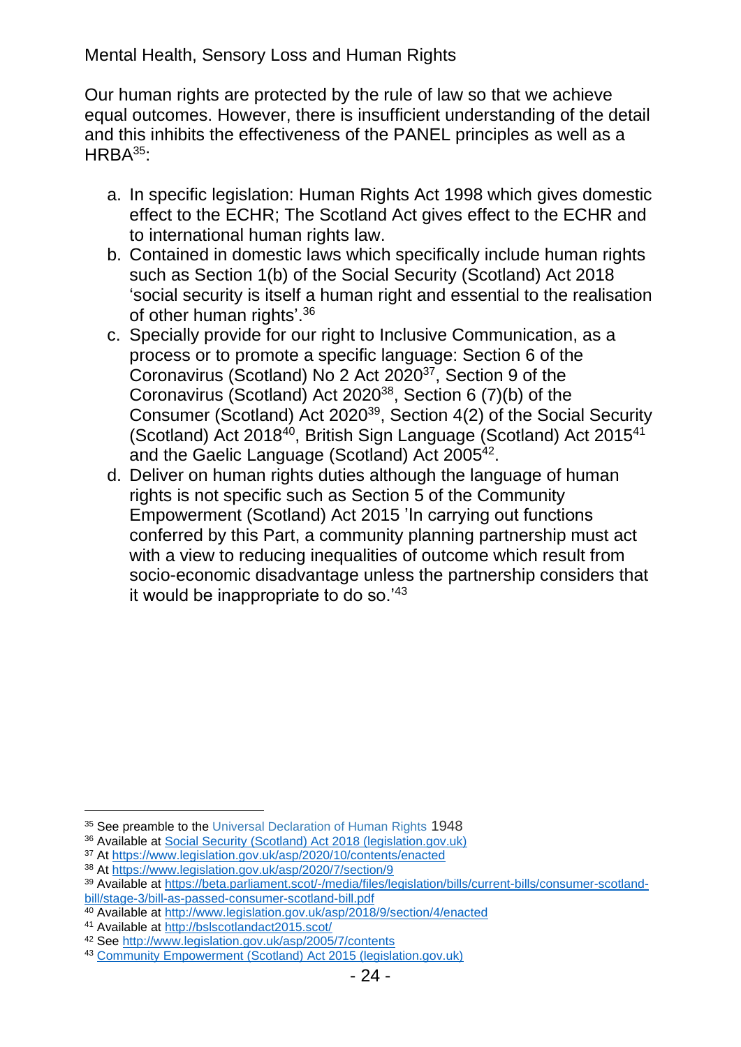Mental Health, Sensory Loss and Human Rights

Our human rights are protected by the rule of law so that we achieve equal outcomes. However, there is insufficient understanding of the detail and this inhibits the effectiveness of the PANEL principles as well as a HRBA[35]:

a. In specific legislation: Human Rights Act 1998 which gives domestic effect to the ECHR; The Scotland Act gives effect to the ECHR and to international human rights law.
b. Contained in domestic laws which specifically include human rights such as Section 1(b) of the Social Security (Scotland) Act 2018 'social security is itself a human right and essential to the realisation of other human rights'.[36]
c. Specially provide for our right to Inclusive Communication, as a process or to promote a specific language: Section 6 of the Coronavirus (Scotland) No 2 Act 2020[37], Section 9 of the Coronavirus (Scotland) Act 2020[38], Section 6 (7)(b) of the Consumer (Scotland) Act 2020[39], Section 4(2) of the Social Security (Scotland) Act 2018[40], British Sign Language (Scotland) Act 2015[41] and the Gaelic Language (Scotland) Act 2005[42].
d. Deliver on human rights duties although the language of human rights is not specific such as Section 5 of the Community Empowerment (Scotland) Act 2015 'In carrying out functions conferred by this Part, a community planning partnership must act with a view to reducing inequalities of outcome which result from socio-economic disadvantage unless the partnership considers that it would be inappropriate to do so.'[43]

---

[35] See preamble to the Universal Declaration of Human Rights 1948
[36] Available at Social Security (Scotland) Act 2018 (legislation.gov.uk)
[37] At https://www.legislation.gov.uk/asp/2020/10/contents/enacted
[38] At https://www.legislation.gov.uk/asp/2020/7/section/9
[39] Available at https://beta.parliament.scot/-/media/files/legislation/bills/current-bills/consumer-scotland-bill/stage-3/bill-as-passed-consumer-scotland-bill.pdf
[40] Available at http://www.legislation.gov.uk/asp/2018/9/section/4/enacted
[41] Available at http://bslscotlandact2015.scot/
[42] See http://www.legislation.gov.uk/asp/2005/7/contents
[43] Community Empowerment (Scotland) Act 2015 (legislation.gov.uk)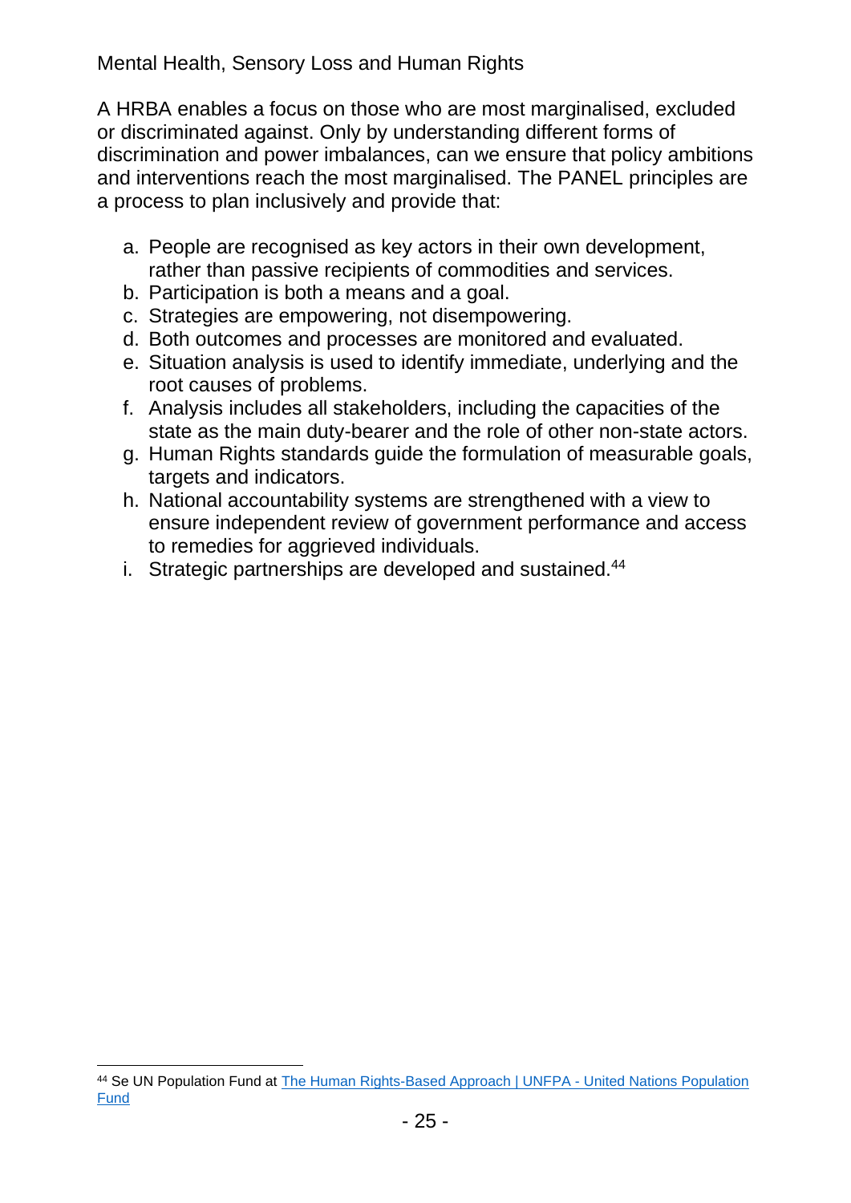A HRBA enables a focus on those who are most marginalised, excluded or discriminated against. Only by understanding different forms of discrimination and power imbalances, can we ensure that policy ambitions and interventions reach the most marginalised. The PANEL principles are a process to plan inclusively and provide that:

a. People are recognised as key actors in their own development, rather than passive recipients of commodities and services.
b. Participation is both a means and a goal.
c. Strategies are empowering, not disempowering.
d. Both outcomes and processes are monitored and evaluated.
e. Situation analysis is used to identify immediate, underlying and the root causes of problems.
f. Analysis includes all stakeholders, including the capacities of the state as the main duty-bearer and the role of other non-state actors.
g. Human Rights standards guide the formulation of measurable goals, targets and indicators.
h. National accountability systems are strengthened with a view to ensure independent review of government performance and access to remedies for aggrieved individuals.
i. Strategic partnerships are developed and sustained.[44]

---

[44] Se UN Population Fund at The Human Rights-Based Approach | UNFPA - United Nations Population Fund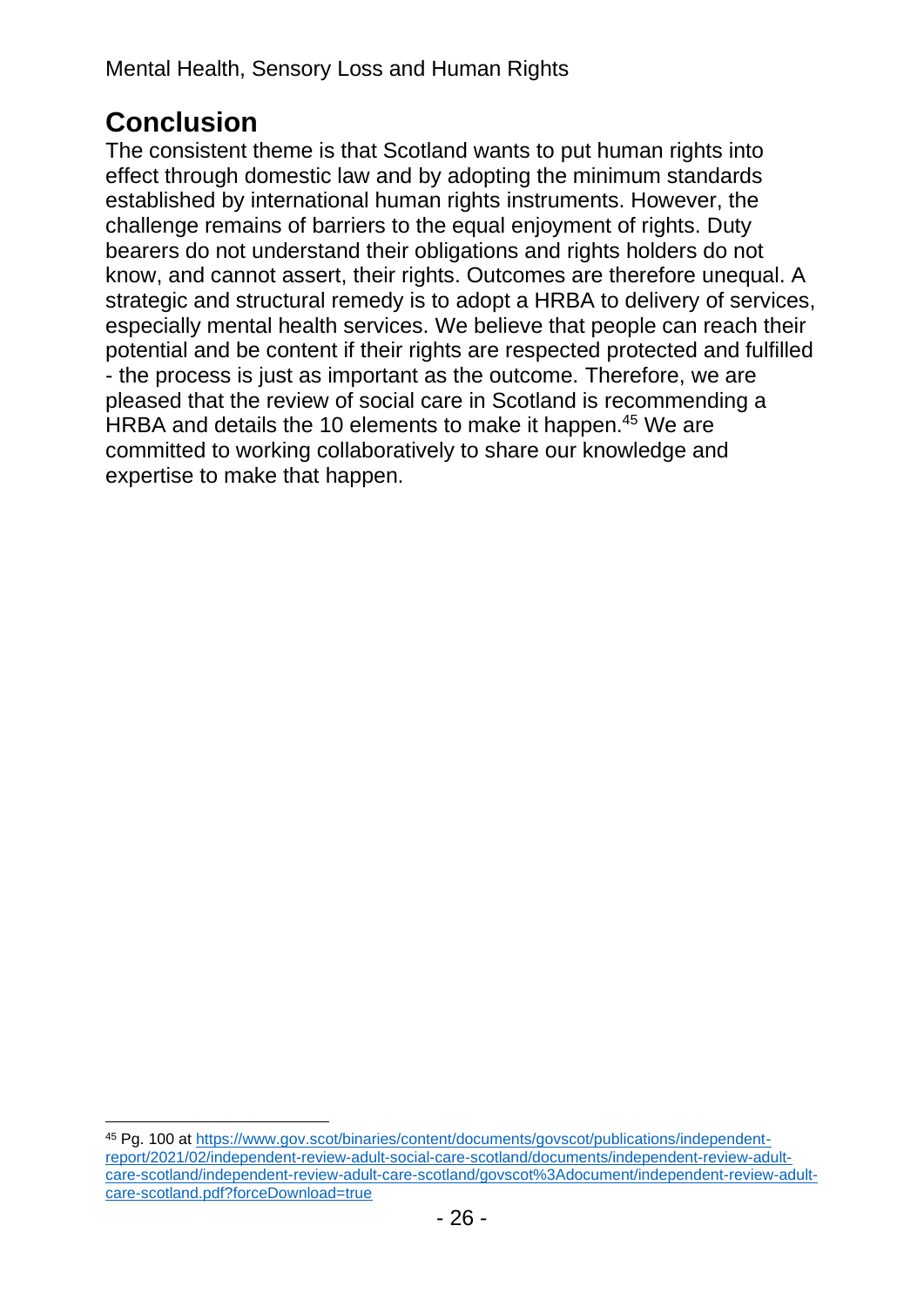# Conclusion

The consistent theme is that Scotland wants to put human rights into effect through domestic law and by adopting the minimum standards established by international human rights instruments. However, the challenge remains of barriers to the equal enjoyment of rights. Duty bearers do not understand their obligations and rights holders do not know, and cannot assert, their rights. Outcomes are therefore unequal. A strategic and structural remedy is to adopt a HRBA to delivery of services, especially mental health services. We believe that people can reach their potential and be content if their rights are respected protected and fulfilled - the process is just as important as the outcome. Therefore, we are pleased that the review of social care in Scotland is recommending a HRBA and details the 10 elements to make it happen.[45] We are committed to working collaboratively to share our knowledge and expertise to make that happen.

---

[45] Pg. 100 at https://www.gov.scot/binaries/content/documents/govscot/publications/independent-report/2021/02/independent-review-adult-social-care-scotland/documents/independent-review-adult-care-scotland/independent-review-adult-care-scotland/govscot%3Adocument/independent-review-adult-care-scotland.pdf?forceDownload=true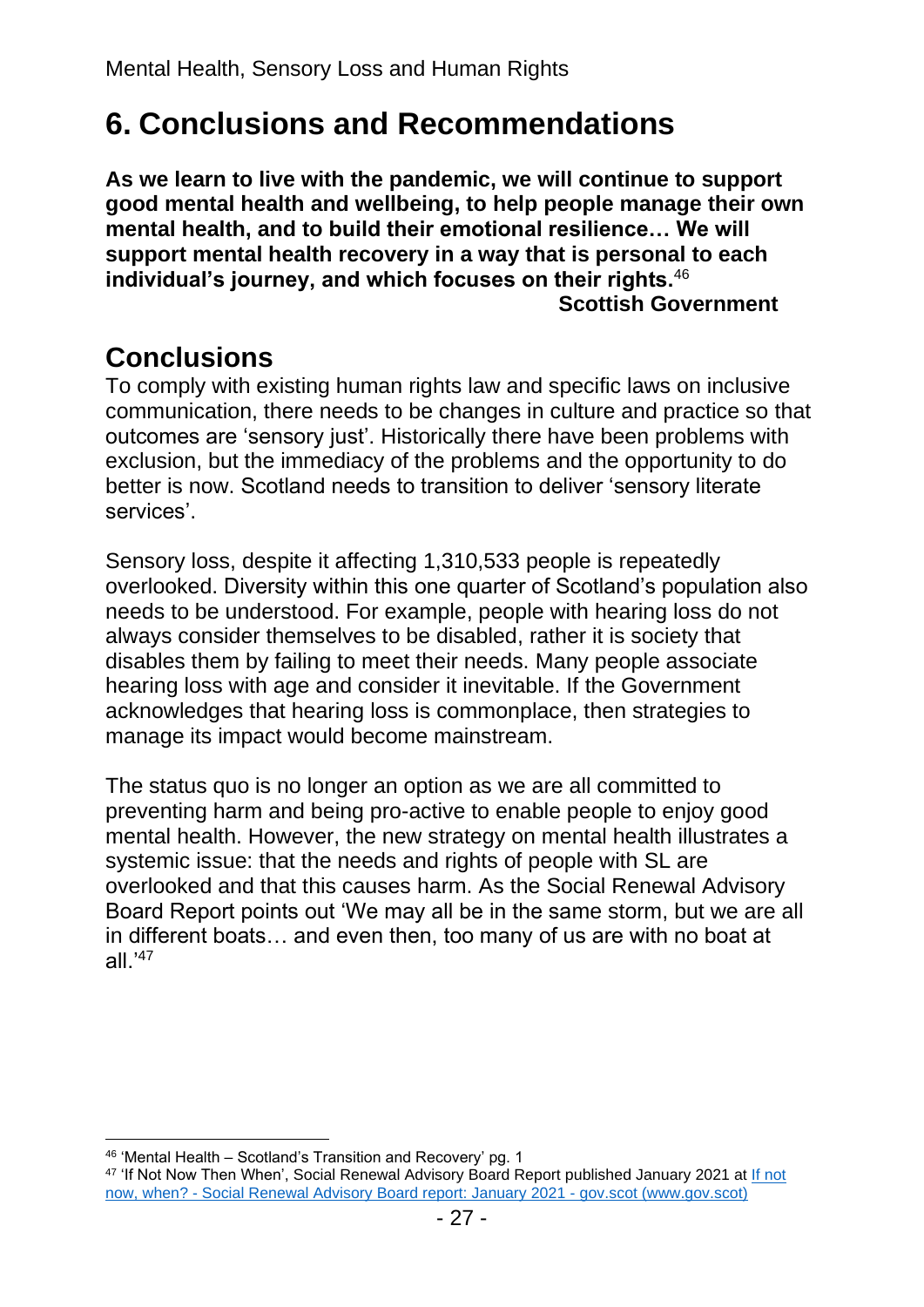# 6. Conclusions and Recommendations

**As we learn to live with the pandemic, we will continue to support good mental health and wellbeing, to help people manage their own mental health, and to build their emotional resilience… We will support mental health recovery in a way that is personal to each individual's journey, and which focuses on their rights.**[46]

**Scottish Government**

## Conclusions

To comply with existing human rights law and specific laws on inclusive communication, there needs to be changes in culture and practice so that outcomes are 'sensory just'. Historically there have been problems with exclusion, but the immediacy of the problems and the opportunity to do better is now. Scotland needs to transition to deliver 'sensory literate services'.

Sensory loss, despite it affecting 1,310,533 people is repeatedly overlooked. Diversity within this one quarter of Scotland's population also needs to be understood. For example, people with hearing loss do not always consider themselves to be disabled, rather it is society that disables them by failing to meet their needs. Many people associate hearing loss with age and consider it inevitable. If the Government acknowledges that hearing loss is commonplace, then strategies to manage its impact would become mainstream.

The status quo is no longer an option as we are all committed to preventing harm and being pro-active to enable people to enjoy good mental health. However, the new strategy on mental health illustrates a systemic issue: that the needs and rights of people with SL are overlooked and that this causes harm. As the Social Renewal Advisory Board Report points out 'We may all be in the same storm, but we are all in different boats… and even then, too many of us are with no boat at all.'[47]

---

[46] 'Mental Health – Scotland's Transition and Recovery' pg. 1

[47] 'If Not Now Then When', Social Renewal Advisory Board Report published January 2021 at If not now, when? - Social Renewal Advisory Board report: January 2021 - gov.scot (www.gov.scot)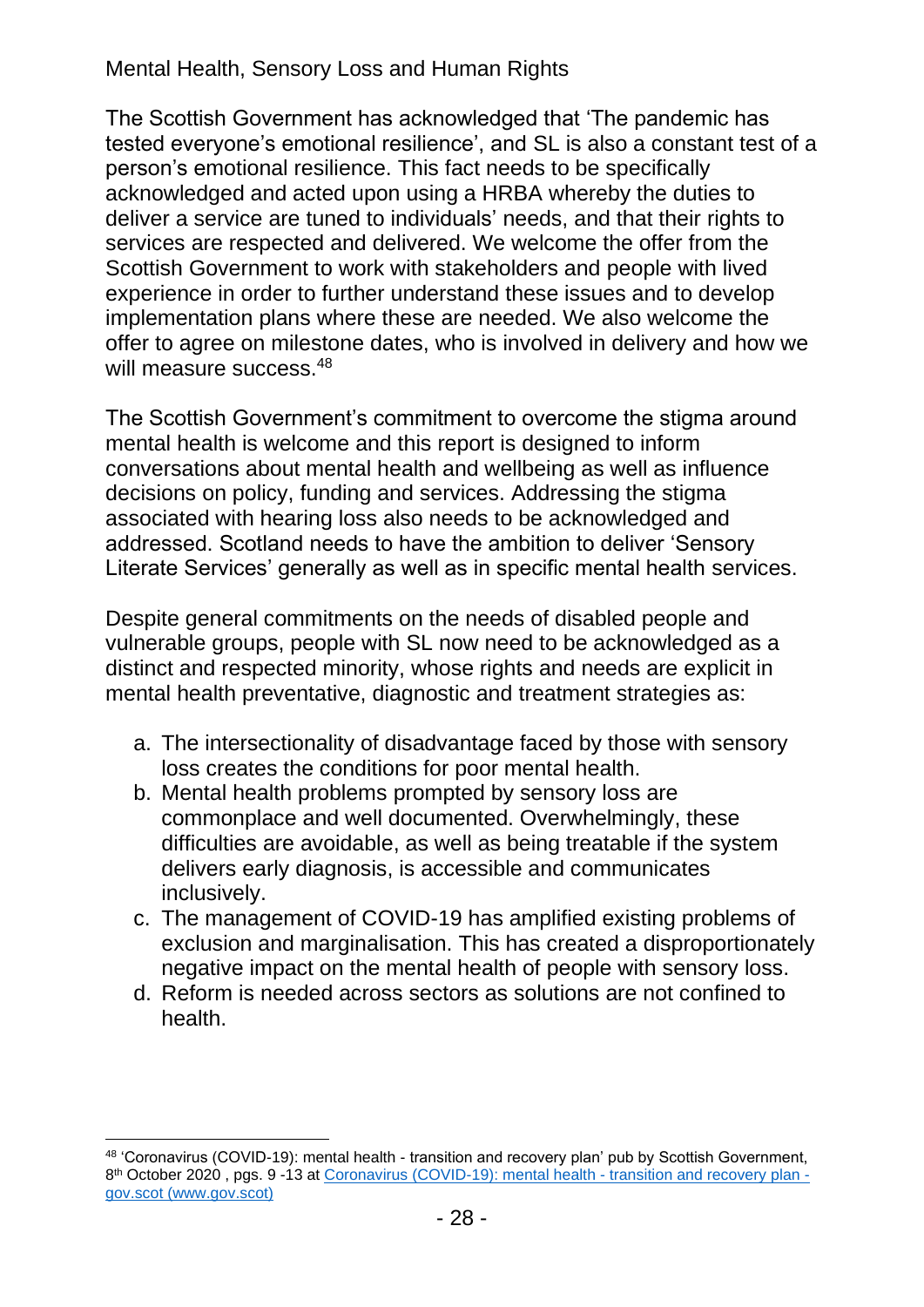## Mental Health, Sensory Loss and Human Rights

The Scottish Government has acknowledged that 'The pandemic has tested everyone's emotional resilience', and SL is also a constant test of a person's emotional resilience. This fact needs to be specifically acknowledged and acted upon using a HRBA whereby the duties to deliver a service are tuned to individuals' needs, and that their rights to services are respected and delivered. We welcome the offer from the Scottish Government to work with stakeholders and people with lived experience in order to further understand these issues and to develop implementation plans where these are needed. We also welcome the offer to agree on milestone dates, who is involved in delivery and how we will measure success.[48]

The Scottish Government's commitment to overcome the stigma around mental health is welcome and this report is designed to inform conversations about mental health and wellbeing as well as influence decisions on policy, funding and services. Addressing the stigma associated with hearing loss also needs to be acknowledged and addressed. Scotland needs to have the ambition to deliver 'Sensory Literate Services' generally as well as in specific mental health services.

Despite general commitments on the needs of disabled people and vulnerable groups, people with SL now need to be acknowledged as a distinct and respected minority, whose rights and needs are explicit in mental health preventative, diagnostic and treatment strategies as:

a. The intersectionality of disadvantage faced by those with sensory loss creates the conditions for poor mental health.
b. Mental health problems prompted by sensory loss are commonplace and well documented. Overwhelmingly, these difficulties are avoidable, as well as being treatable if the system delivers early diagnosis, is accessible and communicates inclusively.
c. The management of COVID-19 has amplified existing problems of exclusion and marginalisation. This has created a disproportionately negative impact on the mental health of people with sensory loss.
d. Reform is needed across sectors as solutions are not confined to health.

---

[48] 'Coronavirus (COVID-19): mental health - transition and recovery plan' pub by Scottish Government, 8th October 2020 , pgs. 9 -13 at Coronavirus (COVID-19): mental health - transition and recovery plan - gov.scot (www.gov.scot)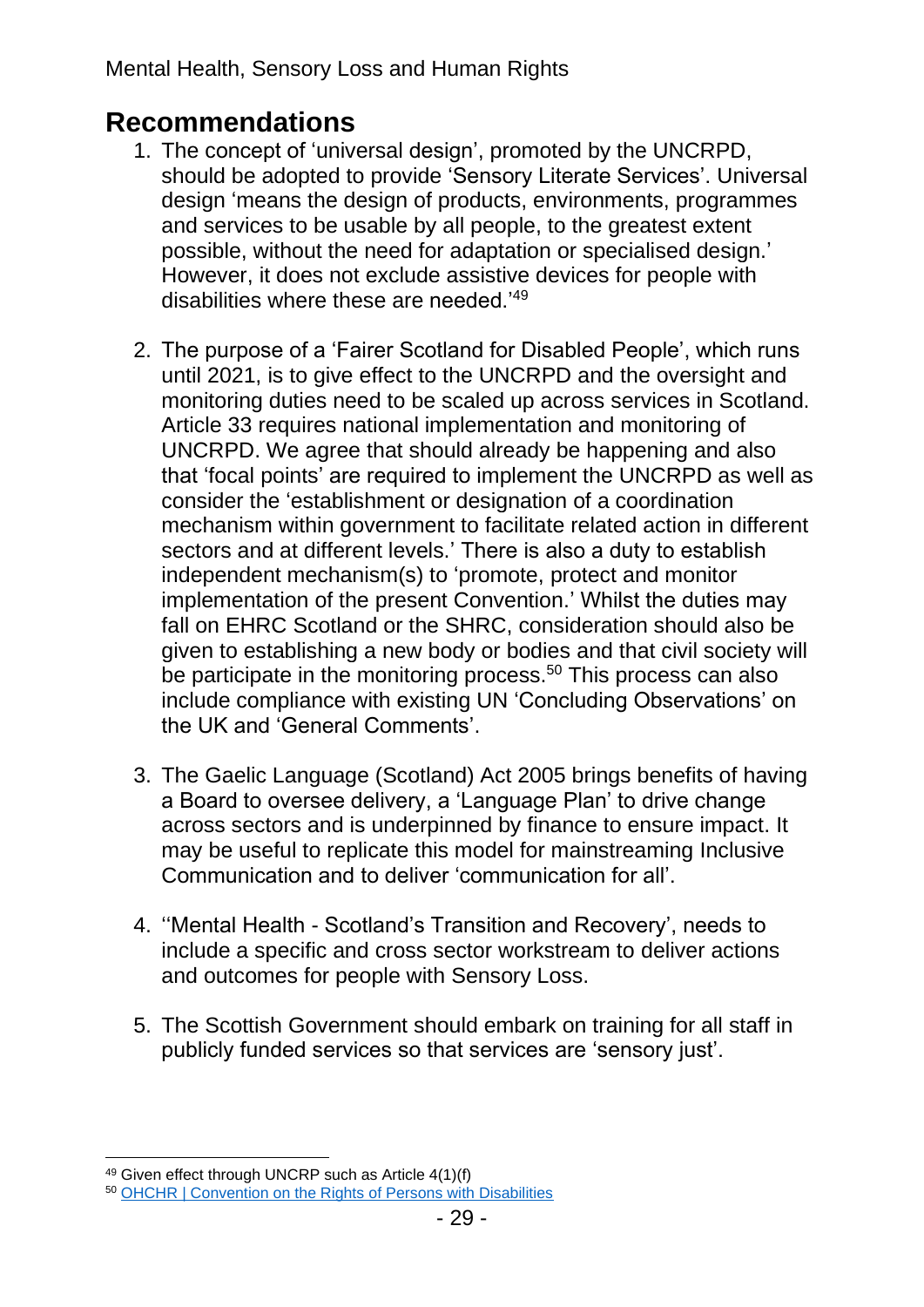## Recommendations

1. The concept of 'universal design', promoted by the UNCRPD, should be adopted to provide 'Sensory Literate Services'. Universal design 'means the design of products, environments, programmes and services to be usable by all people, to the greatest extent possible, without the need for adaptation or specialised design.' However, it does not exclude assistive devices for people with disabilities where these are needed.'[49]

2. The purpose of a 'Fairer Scotland for Disabled People', which runs until 2021, is to give effect to the UNCRPD and the oversight and monitoring duties need to be scaled up across services in Scotland. Article 33 requires national implementation and monitoring of UNCRPD. We agree that should already be happening and also that 'focal points' are required to implement the UNCRPD as well as consider the 'establishment or designation of a coordination mechanism within government to facilitate related action in different sectors and at different levels.' There is also a duty to establish independent mechanism(s) to 'promote, protect and monitor implementation of the present Convention.' Whilst the duties may fall on EHRC Scotland or the SHRC, consideration should also be given to establishing a new body or bodies and that civil society will be participate in the monitoring process.[50] This process can also include compliance with existing UN 'Concluding Observations' on the UK and 'General Comments'.

3. The Gaelic Language (Scotland) Act 2005 brings benefits of having a Board to oversee delivery, a 'Language Plan' to drive change across sectors and is underpinned by finance to ensure impact. It may be useful to replicate this model for mainstreaming Inclusive Communication and to deliver 'communication for all'.

4. ''Mental Health - Scotland's Transition and Recovery', needs to include a specific and cross sector workstream to deliver actions and outcomes for people with Sensory Loss.

5. The Scottish Government should embark on training for all staff in publicly funded services so that services are 'sensory just'.

---

[49] Given effect through UNCRP such as Article 4(1)(f)

[50] OHCHR | Convention on the Rights of Persons with Disabilities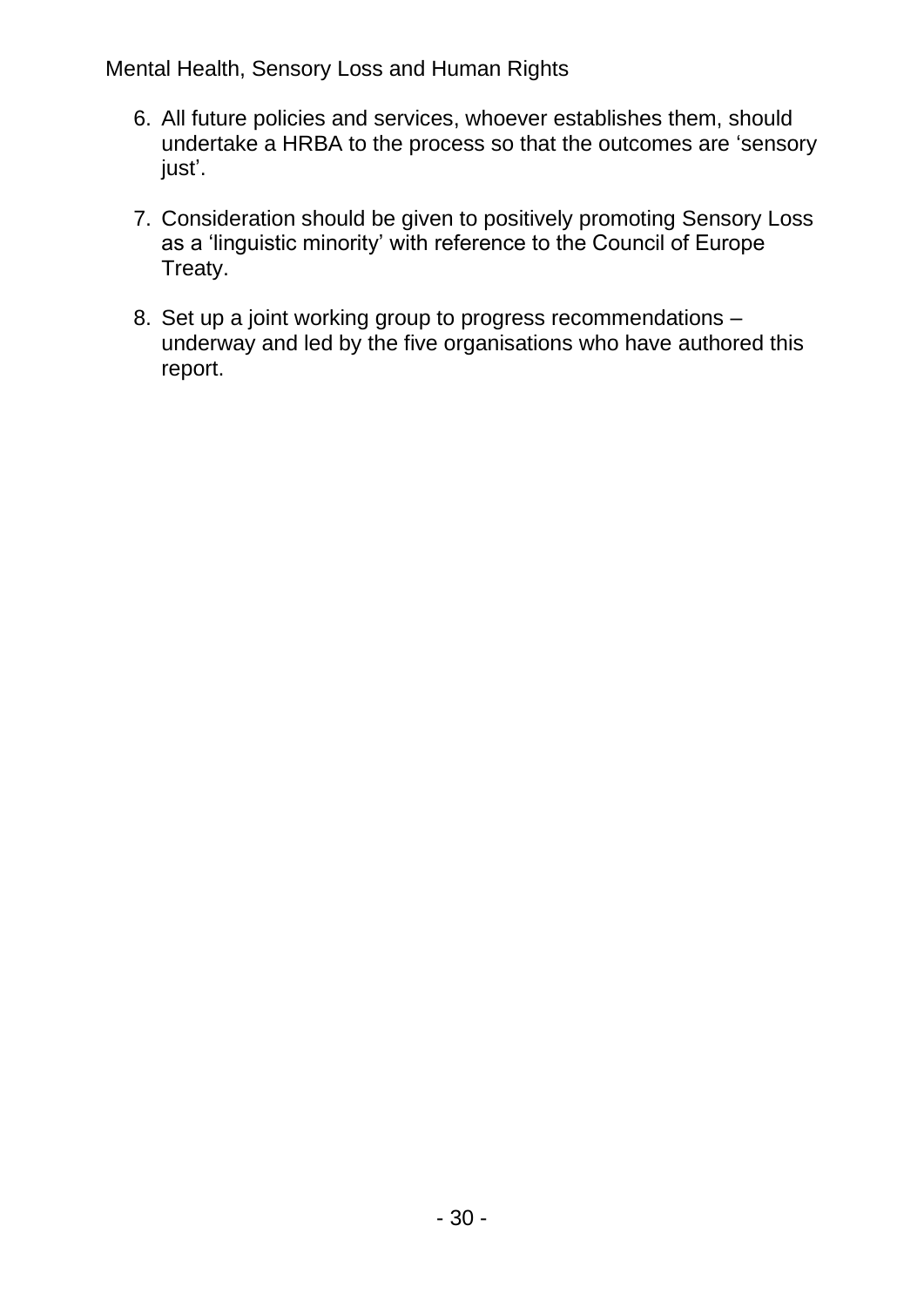6. All future policies and services, whoever establishes them, should undertake a HRBA to the process so that the outcomes are 'sensory just'.

7. Consideration should be given to positively promoting Sensory Loss as a 'linguistic minority' with reference to the Council of Europe Treaty.

8. Set up a joint working group to progress recommendations – underway and led by the five organisations who have authored this report.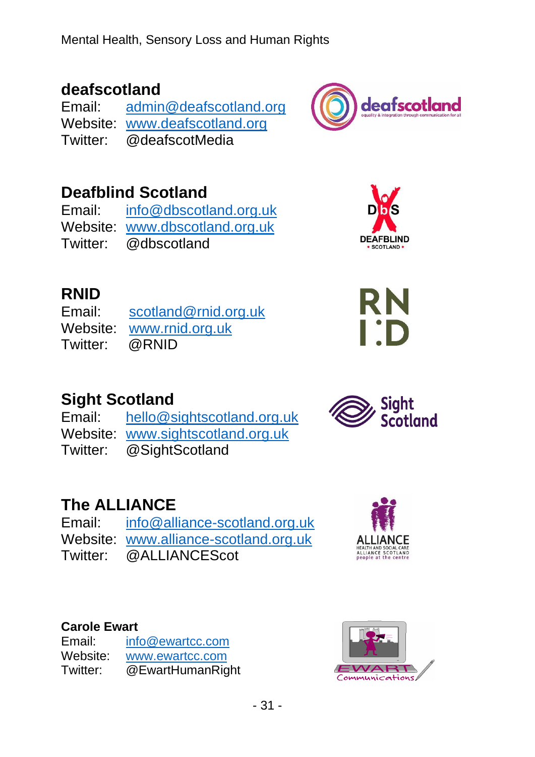## deafscotland

Email: admin@deafscotland.org
Website: www.deafscotland.org
Twitter: @deafscotMedia

## Deafblind Scotland

Email: info@dbscotland.org.uk
Website: www.dbscotland.org.uk
Twitter: @dbscotland

## RNID

Email: scotland@rnid.org.uk
Website: www.rnid.org.uk
Twitter: @RNID

## Sight Scotland

Email: hello@sightscotland.org.uk
Website: www.sightscotland.org.uk
Twitter: @SightScotland

## The ALLIANCE

Email: info@alliance-scotland.org.uk
Website: www.alliance-scotland.org.uk
Twitter: @ALLIANCEScot

**Carole Ewart**

Email: info@ewartcc.com
Website: www.ewartcc.com
Twitter: @EwartHumanRight